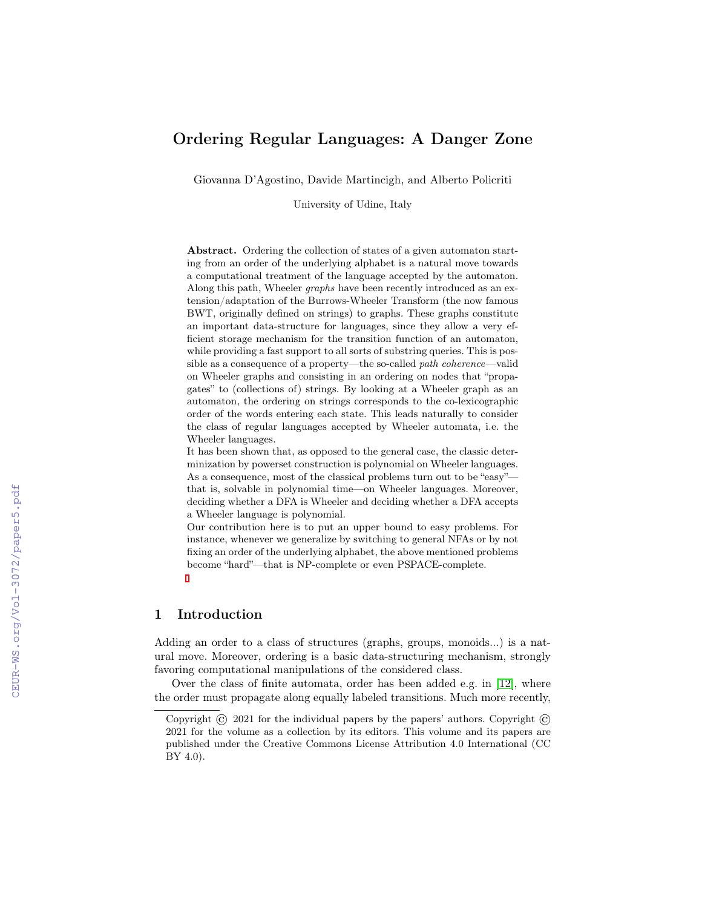# Ordering Regular Languages: A Danger Zone

Giovanna D'Agostino, Davide Martincigh, and Alberto Policriti

University of Udine, Italy

**Abstract.** Ordering the collection of states of a given automaton starting from an order of the underlying alphabet is a natural move towards a computational treatment of the language accepted by the automaton. Along this path, Wheeler *graphs* have been recently introduced as an extension/adaptation of the Burrows-Wheeler Transform (the now famous BWT, originally defined on strings) to graphs. These graphs constitute an important data-structure for languages, since they allow a very efficient storage mechanism for the transition function of an automaton, while providing a fast support to all sorts of substring queries. This is possible as a consequence of a property—the so-called *path coherence*—valid on Wheeler graphs and consisting in an ordering on nodes that "propagates" to (collections of) strings. By looking at a Wheeler graph as an automaton, the ordering on strings corresponds to the co-lexicographic order of the words entering each state. This leads naturally to consider the class of regular languages accepted by Wheeler automata, i.e. the Wheeler languages.
It has been shown that, as opposed to the general case, the classic determinization by powerset construction is polynomial on Wheeler languages. As a consequence, most of the classical problems turn out to be "easy"—that is, solvable in polynomial time—on Wheeler languages. Moreover, deciding whether a DFA is Wheeler and deciding whether a DFA accepts a Wheeler language is polynomial.
Our contribution here is to put an upper bound to easy problems. For instance, whenever we generalize by switching to general NFAs or by not fixing an order of the underlying alphabet, the above mentioned problems become "hard"—that is NP-complete or even PSPACE-complete.

## 1 Introduction

Adding an order to a class of structures (graphs, groups, monoids...) is a natural move. Moreover, ordering is a basic data-structuring mechanism, strongly favoring computational manipulations of the considered class.

Over the class of finite automata, order has been added e.g. in [12], where the order must propagate along equally labeled transitions. Much more recently,

Copyright © 2021 for the individual papers by the papers' authors. Copyright © 2021 for the volume as a collection by its editors. This volume and its papers are published under the Creative Commons License Attribution 4.0 International (CC BY 4.0).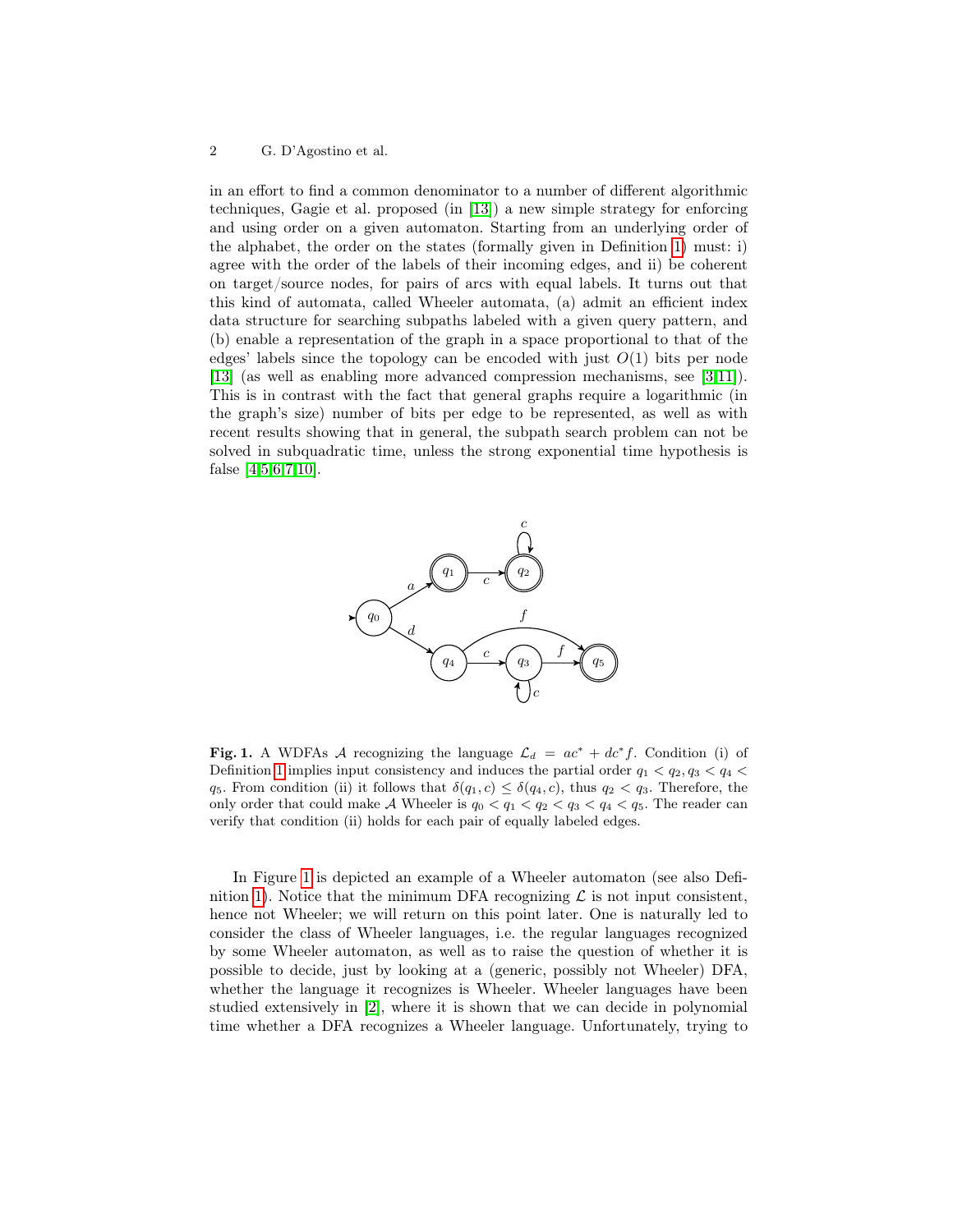in an effort to find a common denominator to a number of different algorithmic techniques, Gagie et al. proposed (in [13]) a new simple strategy for enforcing and using order on a given automaton. Starting from an underlying order of the alphabet, the order on the states (formally given in Definition 1) must: i) agree with the order of the labels of their incoming edges, and ii) be coherent on target/source nodes, for pairs of arcs with equal labels. It turns out that this kind of automata, called Wheeler automata, (a) admit an efficient index data structure for searching subpaths labeled with a given query pattern, and (b) enable a representation of the graph in a space proportional to that of the edges' labels since the topology can be encoded with just $O(1)$ bits per node [13] (as well as enabling more advanced compression mechanisms, see [3,11]). This is in contrast with the fact that general graphs require a logarithmic (in the graph's size) number of bits per edge to be represented, as well as with recent results showing that in general, the subpath search problem can not be solved in subquadratic time, unless the strong exponential time hypothesis is false [4,5,6,7,10].

**Fig. 1.** A WDFAs $\mathcal{A}$ recognizing the language $\mathcal{L}_d = ac^* + dc^*f$. Condition (i) of Definition 1 implies input consistency and induces the partial order $q_1 < q_2, q_3 < q_4 < q_5$. From condition (ii) it follows that $\delta(q_1, c) \leq \delta(q_4, c)$, thus $q_2 < q_3$. Therefore, the only order that could make $\mathcal{A}$ Wheeler is $q_0 < q_1 < q_2 < q_3 < q_4 < q_5$. The reader can verify that condition (ii) holds for each pair of equally labeled edges.

In Figure 1 is depicted an example of a Wheeler automaton (see also Definition 1). Notice that the minimum DFA recognizing $\mathcal{L}$ is not input consistent, hence not Wheeler; we will return on this point later. One is naturally led to consider the class of Wheeler languages, i.e. the regular languages recognized by some Wheeler automaton, as well as to raise the question of whether it is possible to decide, just by looking at a (generic, possibly not Wheeler) DFA, whether the language it recognizes is Wheeler. Wheeler languages have been studied extensively in [2], where it is shown that we can decide in polynomial time whether a DFA recognizes a Wheeler language. Unfortunately, trying to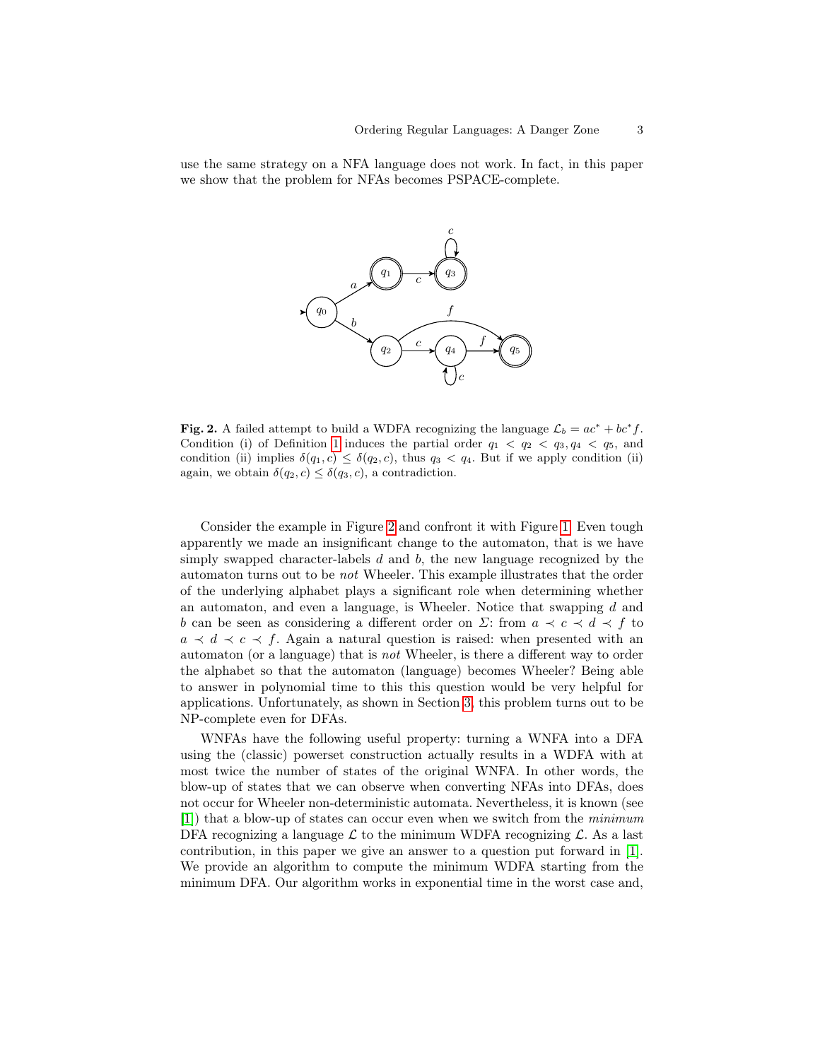use the same strategy on a NFA language does not work. In fact, in this paper we show that the problem for NFAs becomes PSPACE-complete.

**Fig. 2.** A failed attempt to build a WDFA recognizing the language $\mathcal{L}_b = ac^* + bc^*f$. Condition (i) of Definition 1 induces the partial order $q_1 < q_2 < q_3, q_4 < q_5$, and condition (ii) implies $\delta(q_1, c) \leq \delta(q_2, c)$, thus $q_3 < q_4$. But if we apply condition (ii) again, we obtain $\delta(q_2, c) \leq \delta(q_3, c)$, a contradiction.

Consider the example in Figure 2 and confront it with Figure 1. Even tough apparently we made an insignificant change to the automaton, that is we have simply swapped character-labels $d$ and $b$, the new language recognized by the automaton turns out to be *not* Wheeler. This example illustrates that the order of the underlying alphabet plays a significant role when determining whether an automaton, and even a language, is Wheeler. Notice that swapping $d$ and $b$ can be seen as considering a different order on $\Sigma$: from $a \prec c \prec d \prec f$ to $a \prec d \prec c \prec f$. Again a natural question is raised: when presented with an automaton (or a language) that is *not* Wheeler, is there a different way to order the alphabet so that the automaton (language) becomes Wheeler? Being able to answer in polynomial time to this this question would be very helpful for applications. Unfortunately, as shown in Section 3, this problem turns out to be NP-complete even for DFAs.

WNFAs have the following useful property: turning a WNFA into a DFA using the (classic) powerset construction actually results in a WDFA with at most twice the number of states of the original WNFA. In other words, the blow-up of states that we can observe when converting NFAs into DFAs, does not occur for Wheeler non-deterministic automata. Nevertheless, it is known (see [1]) that a blow-up of states can occur even when we switch from the *minimum* DFA recognizing a language $\mathcal{L}$ to the minimum WDFA recognizing $\mathcal{L}$. As a last contribution, in this paper we give an answer to a question put forward in [1]. We provide an algorithm to compute the minimum WDFA starting from the minimum DFA. Our algorithm works in exponential time in the worst case and,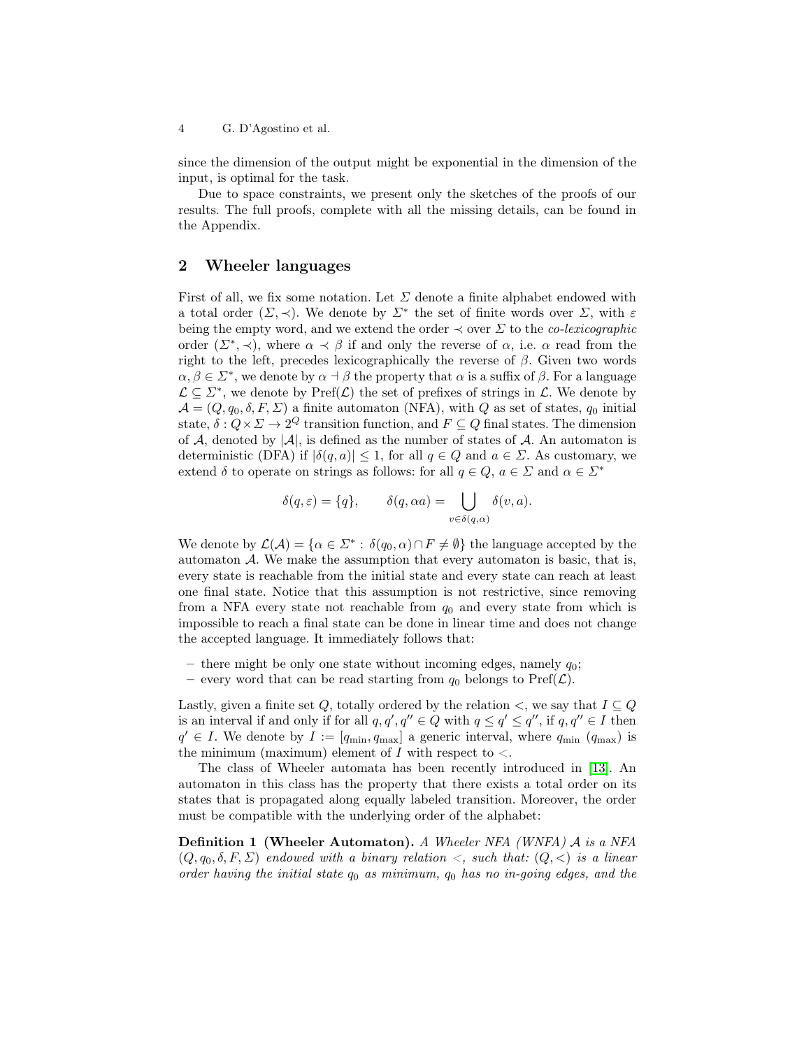since the dimension of the output might be exponential in the dimension of the input, is optimal for the task.

Due to space constraints, we present only the sketches of the proofs of our results. The full proofs, complete with all the missing details, can be found in the Appendix.

## 2 Wheeler languages

First of all, we fix some notation. Let $\Sigma$ denote a finite alphabet endowed with a total order $(\Sigma, \prec)$. We denote by $\Sigma^*$ the set of finite words over $\Sigma$, with $\varepsilon$ being the empty word, and we extend the order $\prec$ over $\Sigma$ to the *co-lexicographic* order $(\Sigma^*, \prec)$, where $\alpha \prec \beta$ if and only the reverse of $\alpha$, i.e. $\alpha$ read from the right to the left, precedes lexicographically the reverse of $\beta$. Given two words $\alpha, \beta \in \Sigma^*$, we denote by $\alpha \dashv \beta$ the property that $\alpha$ is a suffix of $\beta$. For a language $\mathcal{L} \subseteq \Sigma^*$, we denote by $\text{Pref}(\mathcal{L})$ the set of prefixes of strings in $\mathcal{L}$. We denote by $\mathcal{A} = (Q, q_0, \delta, F, \Sigma)$ a finite automaton (NFA), with $Q$ as set of states, $q_0$ initial state, $\delta : Q \times \Sigma \to 2^Q$ transition function, and $F \subseteq Q$ final states. The dimension of $\mathcal{A}$, denoted by $|\mathcal{A}|$, is defined as the number of states of $\mathcal{A}$. An automaton is deterministic (DFA) if $|\delta(q, a)| \leq 1$, for all $q \in Q$ and $a \in \Sigma$. As customary, we extend $\delta$ to operate on strings as follows: for all $q \in Q$, $a \in \Sigma$ and $\alpha \in \Sigma^*$

$$\delta(q, \varepsilon) = \{q\}, \qquad \delta(q, \alpha a) = \bigcup_{v \in \delta(q, \alpha)} \delta(v, a).$$

We denote by $\mathcal{L}(\mathcal{A}) = \{\alpha \in \Sigma^* : \delta(q_0, \alpha) \cap F \neq \emptyset\}$ the language accepted by the automaton $\mathcal{A}$. We make the assumption that every automaton is basic, that is, every state is reachable from the initial state and every state can reach at least one final state. Notice that this assumption is not restrictive, since removing from a NFA every state not reachable from $q_0$ and every state from which is impossible to reach a final state can be done in linear time and does not change the accepted language. It immediately follows that:

- there might be only one state without incoming edges, namely $q_0$;
- every word that can be read starting from $q_0$ belongs to $\text{Pref}(\mathcal{L})$.

Lastly, given a finite set $Q$, totally ordered by the relation $<$, we say that $I \subseteq Q$ is an interval if and only if for all $q, q', q'' \in Q$ with $q \leq q' \leq q''$, if $q, q'' \in I$ then $q' \in I$. We denote by $I := [q_{\min}, q_{\max}]$ a generic interval, where $q_{\min}$ ($q_{\max}$) is the minimum (maximum) element of $I$ with respect to $<$.

The class of Wheeler automata has been recently introduced in [13]. An automaton in this class has the property that there exists a total order on its states that is propagated along equally labeled transition. Moreover, the order must be compatible with the underlying order of the alphabet:

**Definition 1 (Wheeler Automaton).** *A Wheeler NFA (WNFA) $\mathcal{A}$ is a NFA $(Q, q_0, \delta, F, \Sigma)$ endowed with a binary relation $<$, such that: $(Q, <)$ is a linear order having the initial state $q_0$ as minimum, $q_0$ has no in-going edges, and the*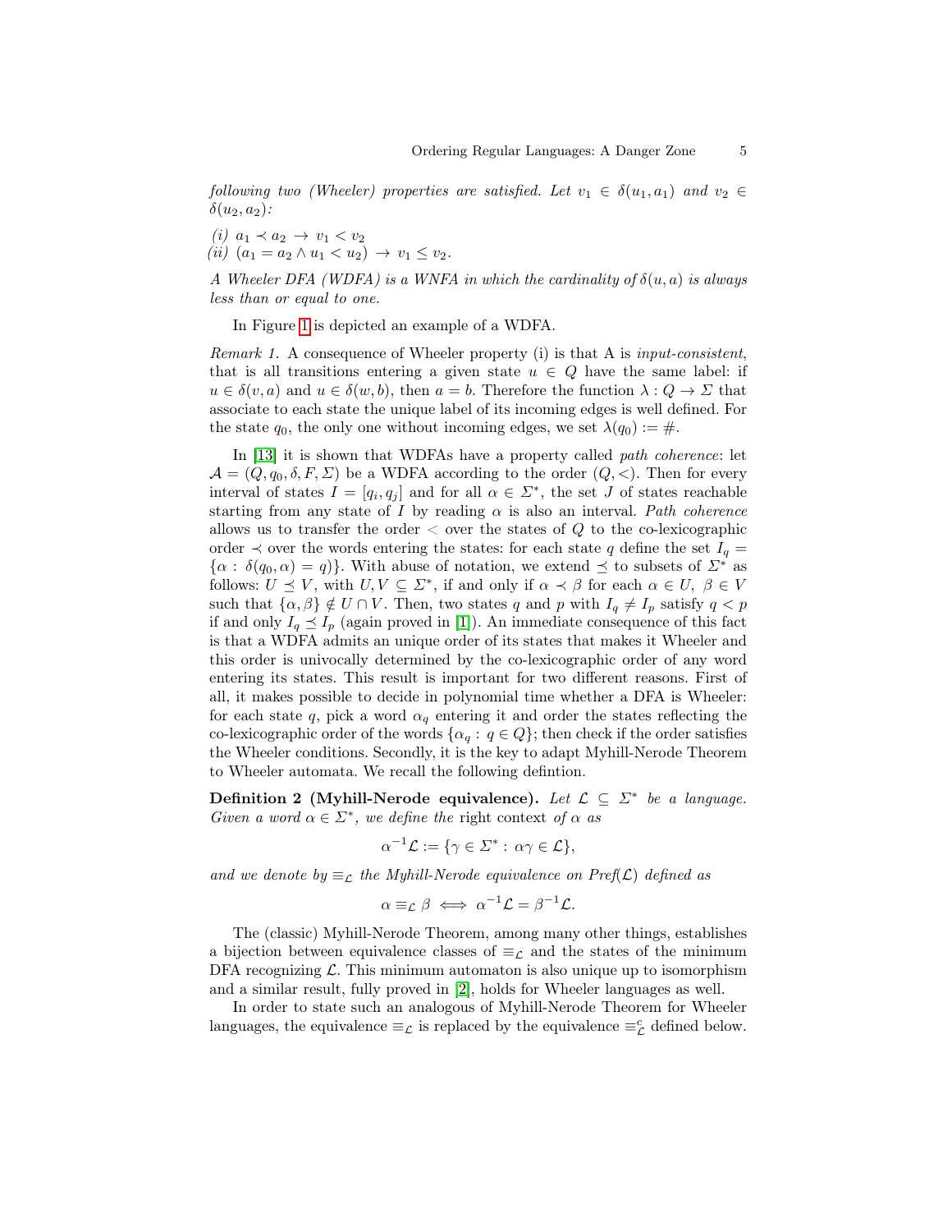*following two (Wheeler) properties are satisfied. Let $v_1 \in \delta(u_1, a_1)$ and $v_2 \in \delta(u_2, a_2)$:*

*(i)* $a_1 \prec a_2 \rightarrow v_1 < v_2$
*(ii)* $(a_1 = a_2 \wedge u_1 < u_2) \rightarrow v_1 \leq v_2$.

*A Wheeler DFA (WDFA) is a WNFA in which the cardinality of $\delta(u, a)$ is always less than or equal to one.*

In Figure 1 is depicted an example of a WDFA.

*Remark 1.* A consequence of Wheeler property (i) is that A is *input-consistent*, that is all transitions entering a given state $u \in Q$ have the same label: if $u \in \delta(v, a)$ and $u \in \delta(w, b)$, then $a = b$. Therefore the function $\lambda : Q \rightarrow \Sigma$ that associate to each state the unique label of its incoming edges is well defined. For the state $q_0$, the only one without incoming edges, we set $\lambda(q_0) := \#$.

In [13] it is shown that WDFAs have a property called *path coherence*: let $\mathcal{A} = (Q, q_0, \delta, F, \Sigma)$ be a WDFA according to the order $(Q, <)$. Then for every interval of states $I = [q_i, q_j]$ and for all $\alpha \in \Sigma^*$, the set $J$ of states reachable starting from any state of $I$ by reading $\alpha$ is also an interval. *Path coherence* allows us to transfer the order $<$ over the states of $Q$ to the co-lexicographic order $\prec$ over the words entering the states: for each state $q$ define the set $I_q = \{\alpha : \delta(q_0, \alpha) = q\}$. With abuse of notation, we extend $\preceq$ to subsets of $\Sigma^*$ as follows: $U \preceq V$, with $U, V \subseteq \Sigma^*$, if and only if $\alpha \prec \beta$ for each $\alpha \in U$, $\beta \in V$ such that $\{\alpha, \beta\} \notin U \cap V$. Then, two states $q$ and $p$ with $I_q \neq I_p$ satisfy $q < p$ if and only $I_q \preceq I_p$ (again proved in [1]). An immediate consequence of this fact is that a WDFA admits an unique order of its states that makes it Wheeler and this order is univocally determined by the co-lexicographic order of any word entering its states. This result is important for two different reasons. First of all, it makes possible to decide in polynomial time whether a DFA is Wheeler: for each state $q$, pick a word $\alpha_q$ entering it and order the states reflecting the co-lexicographic order of the words $\{\alpha_q : q \in Q\}$; then check if the order satisfies the Wheeler conditions. Secondly, it is the key to adapt Myhill-Nerode Theorem to Wheeler automata. We recall the following defintion.

**Definition 2 (Myhill-Nerode equivalence).** *Let $\mathcal{L} \subseteq \Sigma^*$ be a language. Given a word $\alpha \in \Sigma^*$, we define the* right context *of $\alpha$ as*

$$\alpha^{-1}\mathcal{L} := \{\gamma \in \Sigma^* : \alpha\gamma \in \mathcal{L}\},$$

*and we denote by $\equiv_{\mathcal{L}}$ the Myhill-Nerode equivalence on Pref($\mathcal{L}$) defined as*

$$\alpha \equiv_{\mathcal{L}} \beta \iff \alpha^{-1}\mathcal{L} = \beta^{-1}\mathcal{L}.$$

The (classic) Myhill-Nerode Theorem, among many other things, establishes a bijection between equivalence classes of $\equiv_{\mathcal{L}}$ and the states of the minimum DFA recognizing $\mathcal{L}$. This minimum automaton is also unique up to isomorphism and a similar result, fully proved in [2], holds for Wheeler languages as well.

In order to state such an analogous of Myhill-Nerode Theorem for Wheeler languages, the equivalence $\equiv_{\mathcal{L}}$ is replaced by the equivalence $\equiv^c_{\mathcal{L}}$ defined below.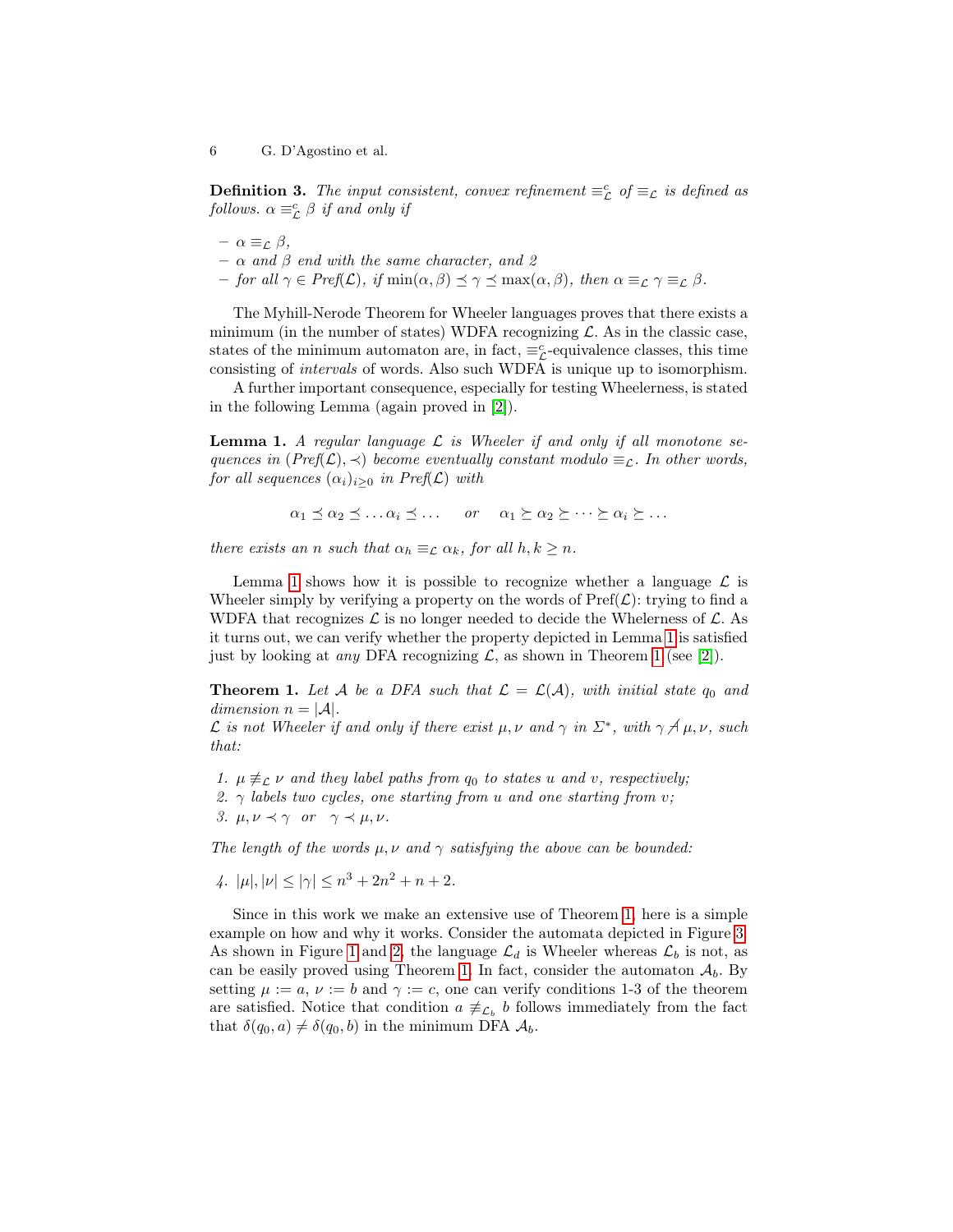**Definition 3.** *The input consistent, convex refinement $\equiv^c_{\mathcal{L}}$ of $\equiv_{\mathcal{L}}$ is defined as follows. $\alpha \equiv^c_{\mathcal{L}} \beta$ if and only if*

- *$\alpha \equiv_{\mathcal{L}} \beta$,*
- *$\alpha$ and $\beta$ end with the same character, and 2*
- *for all $\gamma \in Pref(\mathcal{L})$, if $\min(\alpha, \beta) \preceq \gamma \preceq \max(\alpha, \beta)$, then $\alpha \equiv_{\mathcal{L}} \gamma \equiv_{\mathcal{L}} \beta$.*

The Myhill-Nerode Theorem for Wheeler languages proves that there exists a minimum (in the number of states) WDFA recognizing $\mathcal{L}$. As in the classic case, states of the minimum automaton are, in fact, $\equiv^c_{\mathcal{L}}$-equivalence classes, this time consisting of *intervals* of words. Also such WDFA is unique up to isomorphism.

A further important consequence, especially for testing Wheelerness, is stated in the following Lemma (again proved in [2]).

**Lemma 1.** *A regular language $\mathcal{L}$ is Wheeler if and only if all monotone sequences in $(Pref(\mathcal{L}), \prec)$ become eventually constant modulo $\equiv_{\mathcal{L}}$. In other words, for all sequences $(\alpha_i)_{i \geq 0}$ in $Pref(\mathcal{L})$ with*

$$\alpha_1 \preceq \alpha_2 \preceq \dots \alpha_i \preceq \dots \quad \text{or} \quad \alpha_1 \succeq \alpha_2 \succeq \dots \succeq \alpha_i \succeq \dots$$

*there exists an $n$ such that $\alpha_h \equiv_{\mathcal{L}} \alpha_k$, for all $h, k \geq n$.*

Lemma 1 shows how it is possible to recognize whether a language $\mathcal{L}$ is Wheeler simply by verifying a property on the words of Pref($\mathcal{L}$): trying to find a WDFA that recognizes $\mathcal{L}$ is no longer needed to decide the Whelerness of $\mathcal{L}$. As it turns out, we can verify whether the property depicted in Lemma 1 is satisfied just by looking at *any* DFA recognizing $\mathcal{L}$, as shown in Theorem 1 (see [2]).

**Theorem 1.** *Let $\mathcal{A}$ be a DFA such that $\mathcal{L} = \mathcal{L}(\mathcal{A})$, with initial state $q_0$ and dimension $n = |\mathcal{A}|$.*
*$\mathcal{L}$ is not Wheeler if and only if there exist $\mu, \nu$ and $\gamma$ in $\Sigma^*$, with $\gamma \not\dashv \mu, \nu$, such that:*

1. *$\mu \not\equiv_{\mathcal{L}} \nu$ and they label paths from $q_0$ to states $u$ and $v$, respectively;*
2. *$\gamma$ labels two cycles, one starting from $u$ and one starting from $v$;*
3. *$\mu, \nu \prec \gamma$ or $\gamma \prec \mu, \nu$.*

*The length of the words $\mu, \nu$ and $\gamma$ satisfying the above can be bounded:*

4. *$|\mu|, |\nu| \leq |\gamma| \leq n^3 + 2n^2 + n + 2$.*

Since in this work we make an extensive use of Theorem 1, here is a simple example on how and why it works. Consider the automata depicted in Figure 3. As shown in Figure 1 and 2, the language $\mathcal{L}_d$ is Wheeler whereas $\mathcal{L}_b$ is not, as can be easily proved using Theorem 1. In fact, consider the automaton $\mathcal{A}_b$. By setting $\mu := a$, $\nu := b$ and $\gamma := c$, one can verify conditions 1-3 of the theorem are satisfied. Notice that condition $a \not\equiv_{\mathcal{L}_b} b$ follows immediately from the fact that $\delta(q_0, a) \neq \delta(q_0, b)$ in the minimum DFA $\mathcal{A}_b$.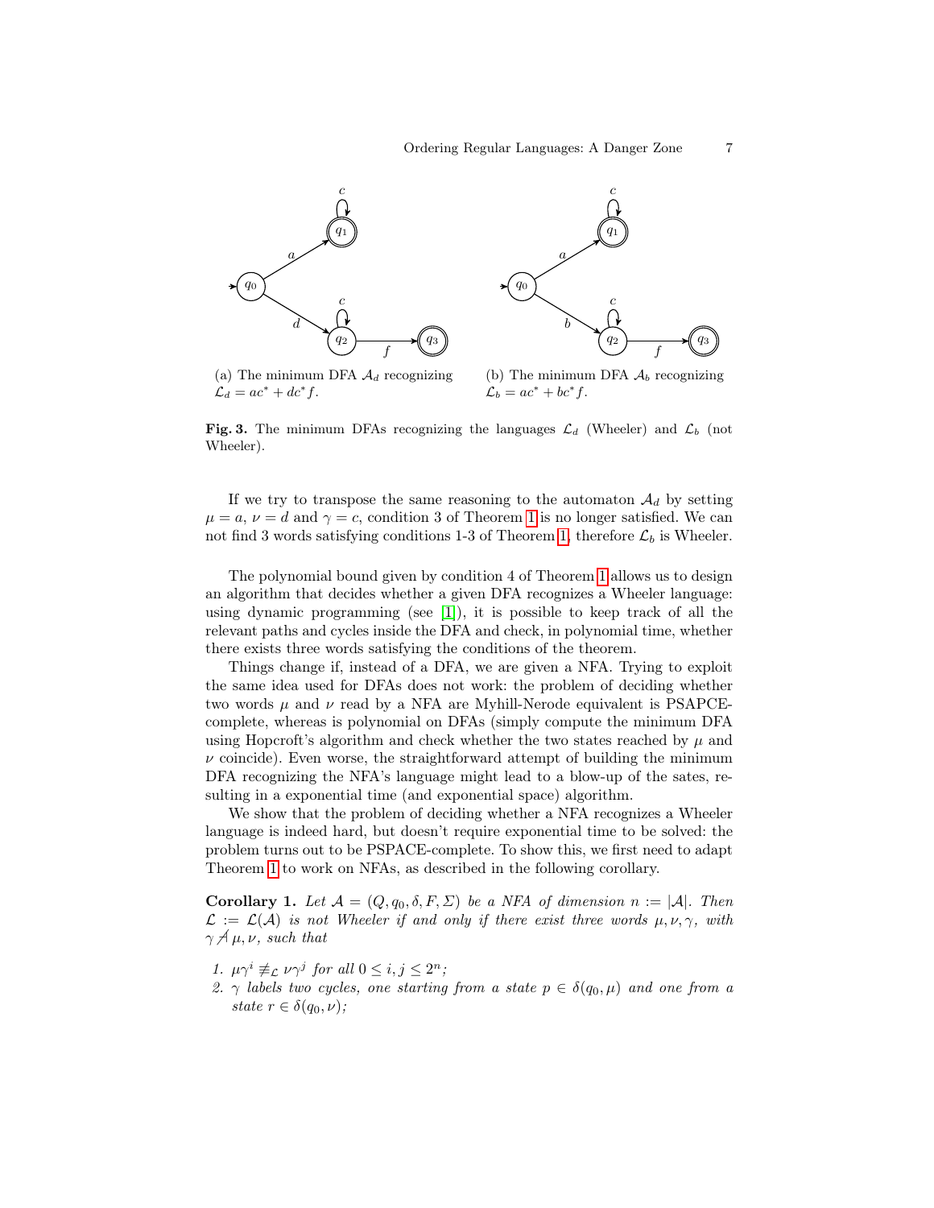(a) The minimum DFA $\mathcal{A}_d$ recognizing $\mathcal{L}_d = ac^* + dc^*f$.

(b) The minimum DFA $\mathcal{A}_b$ recognizing $\mathcal{L}_b = ac^* + bc^*f$.

**Fig. 3.** The minimum DFAs recognizing the languages $\mathcal{L}_d$ (Wheeler) and $\mathcal{L}_b$ (not Wheeler).

If we try to transpose the same reasoning to the automaton $\mathcal{A}_d$ by setting $\mu = a$, $\nu = d$ and $\gamma = c$, condition 3 of Theorem 1 is no longer satisfied. We can not find 3 words satisfying conditions 1-3 of Theorem 1, therefore $\mathcal{L}_b$ is Wheeler.

The polynomial bound given by condition 4 of Theorem 1 allows us to design an algorithm that decides whether a given DFA recognizes a Wheeler language: using dynamic programming (see [1]), it is possible to keep track of all the relevant paths and cycles inside the DFA and check, in polynomial time, whether there exists three words satisfying the conditions of the theorem.

Things change if, instead of a DFA, we are given a NFA. Trying to exploit the same idea used for DFAs does not work: the problem of deciding whether two words $\mu$ and $\nu$ read by a NFA are Myhill-Nerode equivalent is PSAPCE-complete, whereas is polynomial on DFAs (simply compute the minimum DFA using Hopcroft's algorithm and check whether the two states reached by $\mu$ and $\nu$ coincide). Even worse, the straightforward attempt of building the minimum DFA recognizing the NFA's language might lead to a blow-up of the sates, resulting in a exponential time (and exponential space) algorithm.

We show that the problem of deciding whether a NFA recognizes a Wheeler language is indeed hard, but doesn't require exponential time to be solved: the problem turns out to be PSPACE-complete. To show this, we first need to adapt Theorem 1 to work on NFAs, as described in the following corollary.

**Corollary 1.** *Let $\mathcal{A} = (Q, q_0, \delta, F, \Sigma)$ be a NFA of dimension $n := |\mathcal{A}|$. Then $\mathcal{L} := \mathcal{L}(\mathcal{A})$ is not Wheeler if and only if there exist three words $\mu, \nu, \gamma$, with $\gamma \not\dashv \mu, \nu$, such that*

1. *$\mu\gamma^i \not\equiv_{\mathcal{L}} \nu\gamma^j$ for all $0 \leq i, j \leq 2^n$;*
2. *$\gamma$ labels two cycles, one starting from a state $p \in \delta(q_0, \mu)$ and one from a state $r \in \delta(q_0, \nu)$;*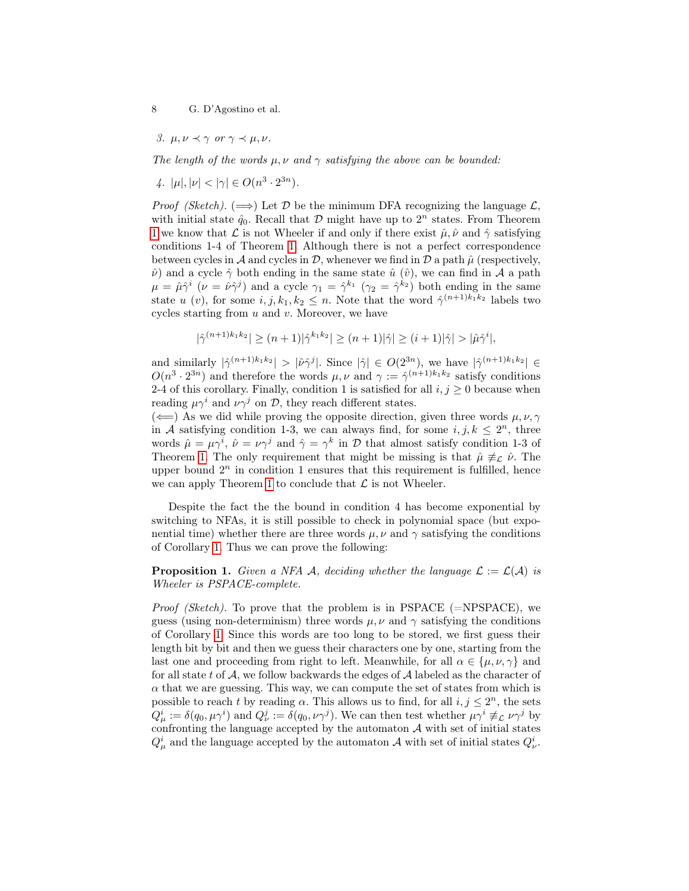*3.* $\mu, \nu \prec \gamma$ *or* $\gamma \prec \mu, \nu$.

*The length of the words* $\mu, \nu$ *and* $\gamma$ *satisfying the above can be bounded:*

*4.* $|\mu|, |\nu| < |\gamma| \in O(n^3 \cdot 2^{3n})$.

*Proof (Sketch).* ($\Longrightarrow$) Let $\mathcal{D}$ be the minimum DFA recognizing the language $\mathcal{L}$, with initial state $\hat{q}_0$. Recall that $\mathcal{D}$ might have up to $2^n$ states. From Theorem 1 we know that $\mathcal{L}$ is not Wheeler if and only if there exist $\hat{\mu}, \hat{\nu}$ and $\hat{\gamma}$ satisfying conditions 1-4 of Theorem 1. Although there is not a perfect correspondence between cycles in $\mathcal{A}$ and cycles in $\mathcal{D}$, whenever we find in $\mathcal{D}$ a path $\hat{\mu}$ (respectively, $\hat{\nu}$) and a cycle $\hat{\gamma}$ both ending in the same state $\hat{u}$ ($\hat{v}$), we can find in $\mathcal{A}$ a path $\mu = \hat{\mu}\hat{\gamma}^i$ ($\nu = \hat{\nu}\hat{\gamma}^j$) and a cycle $\gamma_1 = \hat{\gamma}^{k_1}$ ($\gamma_2 = \hat{\gamma}^{k_2}$) both ending in the same state $u$ ($v$), for some $i, j, k_1, k_2 \leq n$. Note that the word $\hat{\gamma}^{(n+1)k_1k_2}$ labels two cycles starting from $u$ and $v$. Moreover, we have

$$|\hat{\gamma}^{(n+1)k_1k_2}| \geq (n+1)|\hat{\gamma}^{k_1k_2}| \geq (n+1)|\hat{\gamma}| \geq (i+1)|\hat{\gamma}| > |\hat{\mu}\hat{\gamma}^i|,$$

and similarly $|\hat{\gamma}^{(n+1)k_1k_2}| > |\hat{\nu}\hat{\gamma}^j|$. Since $|\hat{\gamma}| \in O(2^{3n})$, we have $|\hat{\gamma}^{(n+1)k_1k_2}| \in O(n^3 \cdot 2^{3n})$ and therefore the words $\mu, \nu$ and $\gamma := \hat{\gamma}^{(n+1)k_1k_2}$ satisfy conditions 2-4 of this corollary. Finally, condition 1 is satisfied for all $i, j \geq 0$ because when reading $\mu\gamma^i$ and $\nu\gamma^j$ on $\mathcal{D}$, they reach different states.

($\Longleftarrow$) As we did while proving the opposite direction, given three words $\mu, \nu, \gamma$ in $\mathcal{A}$ satisfying condition 1-3, we can always find, for some $i, j, k \leq 2^n$, three words $\hat{\mu} = \mu\gamma^i$, $\hat{\nu} = \nu\gamma^j$ and $\hat{\gamma} = \gamma^k$ in $\mathcal{D}$ that almost satisfy condition 1-3 of Theorem 1. The only requirement that might be missing is that $\hat{\mu} \not\equiv_{\mathcal{L}} \hat{\nu}$. The upper bound $2^n$ in condition 1 ensures that this requirement is fulfilled, hence we can apply Theorem 1 to conclude that $\mathcal{L}$ is not Wheeler.

Despite the fact the the bound in condition 4 has become exponential by switching to NFAs, it is still possible to check in polynomial space (but exponential time) whether there are three words $\mu, \nu$ and $\gamma$ satisfying the conditions of Corollary 1. Thus we can prove the following:

**Proposition 1.** *Given a NFA* $\mathcal{A}$*, deciding whether the language* $\mathcal{L} := \mathcal{L}(\mathcal{A})$ *is Wheeler is PSPACE-complete.*

*Proof (Sketch).* To prove that the problem is in PSPACE (=NPSPACE), we guess (using non-determinism) three words $\mu, \nu$ and $\gamma$ satisfying the conditions of Corollary 1. Since this words are too long to be stored, we first guess their length bit by bit and then we guess their characters one by one, starting from the last one and proceeding from right to left. Meanwhile, for all $\alpha \in \{\mu, \nu, \gamma\}$ and for all state $t$ of $\mathcal{A}$, we follow backwards the edges of $\mathcal{A}$ labeled as the character of $\alpha$ that we are guessing. This way, we can compute the set of states from which is possible to reach $t$ by reading $\alpha$. This allows us to find, for all $i, j \leq 2^n$, the sets $Q^i_\mu := \delta(q_0, \mu\gamma^i)$ and $Q^j_\nu := \delta(q_0, \nu\gamma^j)$. We can then test whether $\mu\gamma^i \not\equiv_{\mathcal{L}} \nu\gamma^j$ by confronting the language accepted by the automaton $\mathcal{A}$ with set of initial states $Q^i_\mu$ and the language accepted by the automaton $\mathcal{A}$ with set of initial states $Q^i_\nu$.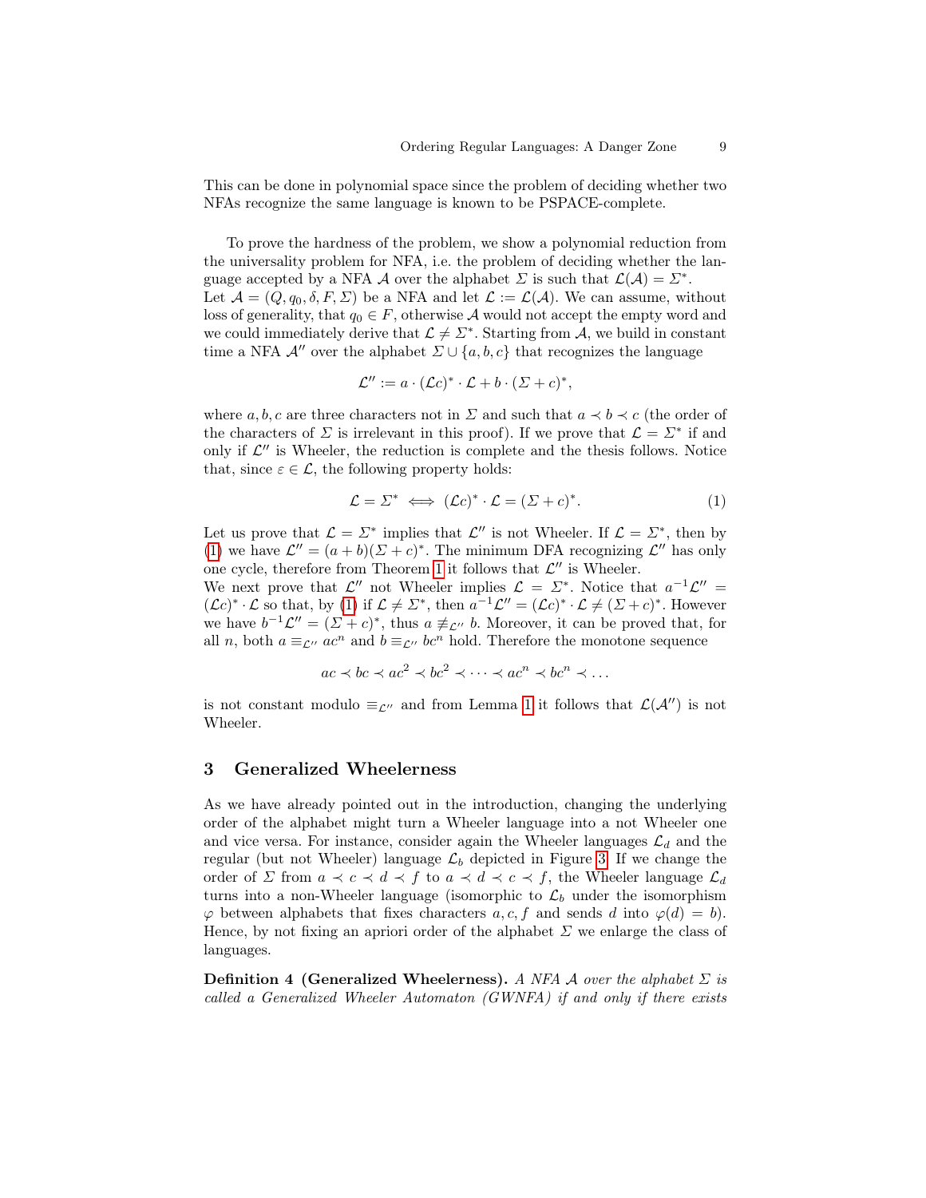This can be done in polynomial space since the problem of deciding whether two NFAs recognize the same language is known to be PSPACE-complete.

To prove the hardness of the problem, we show a polynomial reduction from the universality problem for NFA, i.e. the problem of deciding whether the language accepted by a NFA $\mathcal{A}$ over the alphabet $\Sigma$ is such that $\mathcal{L}(\mathcal{A}) = \Sigma^*$. Let $\mathcal{A} = (Q, q_0, \delta, F, \Sigma)$ be a NFA and let $\mathcal{L} := \mathcal{L}(\mathcal{A})$. We can assume, without loss of generality, that $q_0 \in F$, otherwise $\mathcal{A}$ would not accept the empty word and we could immediately derive that $\mathcal{L} \neq \Sigma^*$. Starting from $\mathcal{A}$, we build in constant time a NFA $\mathcal{A}''$ over the alphabet $\Sigma \cup \{a, b, c\}$ that recognizes the language

$$\mathcal{L}'' := a \cdot (\mathcal{L}c)^* \cdot \mathcal{L} + b \cdot (\Sigma + c)^*,$$

where $a, b, c$ are three characters not in $\Sigma$ and such that $a \prec b \prec c$ (the order of the characters of $\Sigma$ is irrelevant in this proof). If we prove that $\mathcal{L} = \Sigma^*$ if and only if $\mathcal{L}''$ is Wheeler, the reduction is complete and the thesis follows. Notice that, since $\varepsilon \in \mathcal{L}$, the following property holds:

$$\mathcal{L} = \Sigma^* \iff (\mathcal{L}c)^* \cdot \mathcal{L} = (\Sigma + c)^*. \tag{1}$$

Let us prove that $\mathcal{L} = \Sigma^*$ implies that $\mathcal{L}''$ is not Wheeler. If $\mathcal{L} = \Sigma^*$, then by (1) we have $\mathcal{L}'' = (a + b)(\Sigma + c)^*$. The minimum DFA recognizing $\mathcal{L}''$ has only one cycle, therefore from Theorem 1 it follows that $\mathcal{L}''$ is Wheeler.
We next prove that $\mathcal{L}''$ not Wheeler implies $\mathcal{L} = \Sigma^*$. Notice that $a^{-1}\mathcal{L}'' = (\mathcal{L}c)^* \cdot \mathcal{L}$ so that, by (1) if $\mathcal{L} \neq \Sigma^*$, then $a^{-1}\mathcal{L}'' = (\mathcal{L}c)^* \cdot \mathcal{L} \neq (\Sigma + c)^*$. However we have $b^{-1}\mathcal{L}'' = (\Sigma + c)^*$, thus $a \not\equiv_{\mathcal{L}''} b$. Moreover, it can be proved that, for all $n$, both $a \equiv_{\mathcal{L}''} ac^n$ and $b \equiv_{\mathcal{L}''} bc^n$ hold. Therefore the monotone sequence

$$ac \prec bc \prec ac^2 \prec bc^2 \prec \dots \prec ac^n \prec bc^n \prec \dots$$

is not constant modulo $\equiv_{\mathcal{L}''}$ and from Lemma 1 it follows that $\mathcal{L}(\mathcal{A}'')$ is not Wheeler.

## 3 Generalized Wheelerness

As we have already pointed out in the introduction, changing the underlying order of the alphabet might turn a Wheeler language into a not Wheeler one and vice versa. For instance, consider again the Wheeler languages $\mathcal{L}_d$ and the regular (but not Wheeler) language $\mathcal{L}_b$ depicted in Figure 3. If we change the order of $\Sigma$ from $a \prec c \prec d \prec f$ to $a \prec d \prec c \prec f$, the Wheeler language $\mathcal{L}_d$ turns into a non-Wheeler language (isomorphic to $\mathcal{L}_b$ under the isomorphism $\varphi$ between alphabets that fixes characters $a, c, f$ and sends $d$ into $\varphi(d) = b$). Hence, by not fixing an apriori order of the alphabet $\Sigma$ we enlarge the class of languages.

**Definition 4 (Generalized Wheelerness).** *A NFA $\mathcal{A}$ over the alphabet $\Sigma$ is called a Generalized Wheeler Automaton (GWNFA) if and only if there exists*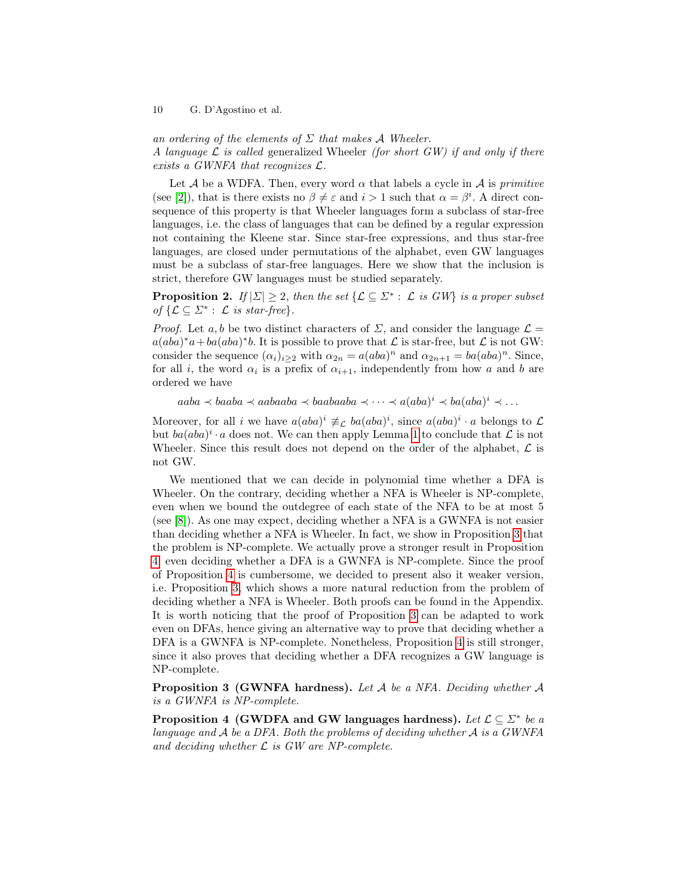*an ordering of the elements of $\Sigma$ that makes $\mathcal{A}$ Wheeler.*
*A language $\mathcal{L}$ is called* generalized Wheeler *(for short GW) if and only if there exists a GWNFA that recognizes $\mathcal{L}$.*

Let $\mathcal{A}$ be a WDFA. Then, every word $\alpha$ that labels a cycle in $\mathcal{A}$ is *primitive* (see [2]), that is there exists no $\beta \neq \varepsilon$ and $i > 1$ such that $\alpha = \beta^i$. A direct consequence of this property is that Wheeler languages form a subclass of star-free languages, i.e. the class of languages that can be defined by a regular expression not containing the Kleene star. Since star-free expressions, and thus star-free languages, are closed under permutations of the alphabet, even GW languages must be a subclass of star-free languages. Here we show that the inclusion is strict, therefore GW languages must be studied separately.

**Proposition 2.** *If $|\Sigma| \geq 2$, then the set $\{\mathcal{L} \subseteq \Sigma^* : \mathcal{L}$ is GW$\}$ is a proper subset of $\{\mathcal{L} \subseteq \Sigma^* : \mathcal{L}$ is star-free$\}$.*

*Proof.* Let $a, b$ be two distinct characters of $\Sigma$, and consider the language $\mathcal{L} = a(aba)^*a + ba(aba)^*b$. It is possible to prove that $\mathcal{L}$ is star-free, but $\mathcal{L}$ is not GW: consider the sequence $(\alpha_i)_{i \geq 2}$ with $\alpha_{2n} = a(aba)^n$ and $\alpha_{2n+1} = ba(aba)^n$. Since, for all $i$, the word $\alpha_i$ is a prefix of $\alpha_{i+1}$, independently from how $a$ and $b$ are ordered we have

$$aaba \prec baaba \prec aabaaba \prec baabaaba \prec \dots \prec a(aba)^i \prec ba(aba)^i \prec \dots$$

Moreover, for all $i$ we have $a(aba)^i \not\equiv_{\mathcal{L}} ba(aba)^i$, since $a(aba)^i \cdot a$ belongs to $\mathcal{L}$ but $ba(aba)^i \cdot a$ does not. We can then apply Lemma 1 to conclude that $\mathcal{L}$ is not Wheeler. Since this result does not depend on the order of the alphabet, $\mathcal{L}$ is not GW.

We mentioned that we can decide in polynomial time whether a DFA is Wheeler. On the contrary, deciding whether a NFA is Wheeler is NP-complete, even when we bound the outdegree of each state of the NFA to be at most 5 (see [8]). As one may expect, deciding whether a NFA is a GWNFA is not easier than deciding whether a NFA is Wheeler. In fact, we show in Proposition 3 that the problem is NP-complete. We actually prove a stronger result in Proposition 4: even deciding whether a DFA is a GWNFA is NP-complete. Since the proof of Proposition 4 is cumbersome, we decided to present also it weaker version, i.e. Proposition 3, which shows a more natural reduction from the problem of deciding whether a NFA is Wheeler. Both proofs can be found in the Appendix. It is worth noticing that the proof of Proposition 3 can be adapted to work even on DFAs, hence giving an alternative way to prove that deciding whether a DFA is a GWNFA is NP-complete. Nonetheless, Proposition 4 is still stronger, since it also proves that deciding whether a DFA recognizes a GW language is NP-complete.

**Proposition 3 (GWNFA hardness).** *Let $\mathcal{A}$ be a NFA. Deciding whether $\mathcal{A}$ is a GWNFA is NP-complete.*

**Proposition 4 (GWDFA and GW languages hardness).** *Let $\mathcal{L} \subseteq \Sigma^*$ be a language and $\mathcal{A}$ be a DFA. Both the problems of deciding whether $\mathcal{A}$ is a GWNFA and deciding whether $\mathcal{L}$ is GW are NP-complete.*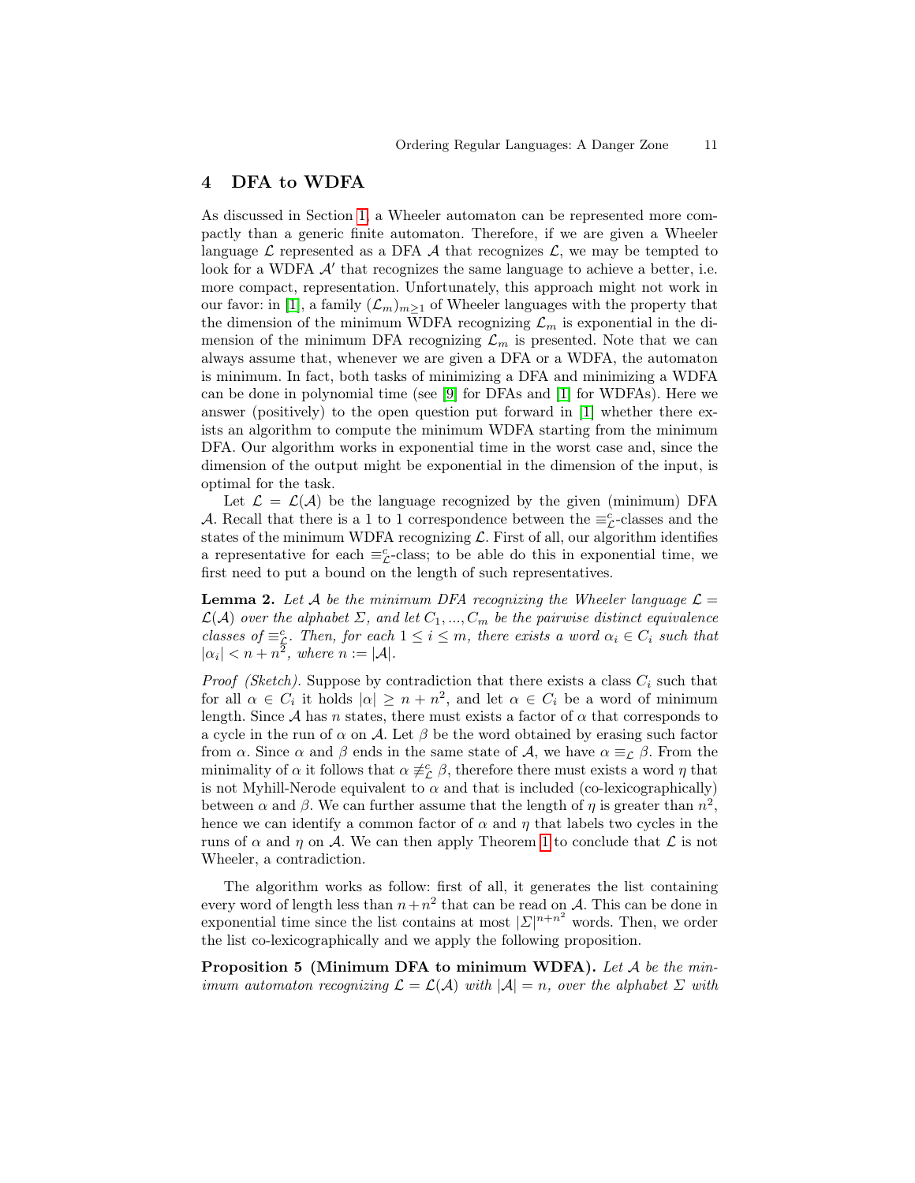## 4 DFA to WDFA

As discussed in Section 1, a Wheeler automaton can be represented more compactly than a generic finite automaton. Therefore, if we are given a Wheeler language $\mathcal{L}$ represented as a DFA $\mathcal{A}$ that recognizes $\mathcal{L}$, we may be tempted to look for a WDFA $\mathcal{A}'$ that recognizes the same language to achieve a better, i.e. more compact, representation. Unfortunately, this approach might not work in our favor: in [1], a family $(\mathcal{L}_m)_{m\geq 1}$ of Wheeler languages with the property that the dimension of the minimum WDFA recognizing $\mathcal{L}_m$ is exponential in the dimension of the minimum DFA recognizing $\mathcal{L}_m$ is presented. Note that we can always assume that, whenever we are given a DFA or a WDFA, the automaton is minimum. In fact, both tasks of minimizing a DFA and minimizing a WDFA can be done in polynomial time (see [9] for DFAs and [1] for WDFAs). Here we answer (positively) to the open question put forward in [1] whether there exists an algorithm to compute the minimum WDFA starting from the minimum DFA. Our algorithm works in exponential time in the worst case and, since the dimension of the output might be exponential in the dimension of the input, is optimal for the task.

Let $\mathcal{L} = \mathcal{L}(\mathcal{A})$ be the language recognized by the given (minimum) DFA $\mathcal{A}$. Recall that there is a 1 to 1 correspondence between the $\equiv^c_{\mathcal{L}}$-classes and the states of the minimum WDFA recognizing $\mathcal{L}$. First of all, our algorithm identifies a representative for each $\equiv^c_{\mathcal{L}}$-class; to be able do this in exponential time, we first need to put a bound on the length of such representatives.

**Lemma 2.** *Let $\mathcal{A}$ be the minimum DFA recognizing the Wheeler language $\mathcal{L} = \mathcal{L}(\mathcal{A})$ over the alphabet $\Sigma$, and let $C_1, ..., C_m$ be the pairwise distinct equivalence classes of $\equiv^c_{\mathcal{L}}$. Then, for each $1 \leq i \leq m$, there exists a word $\alpha_i \in C_i$ such that $|\alpha_i| < n + n^2$, where $n := |\mathcal{A}|$.*

*Proof (Sketch).* Suppose by contradiction that there exists a class $C_i$ such that for all $\alpha \in C_i$ it holds $|\alpha| \geq n + n^2$, and let $\alpha \in C_i$ be a word of minimum length. Since $\mathcal{A}$ has $n$ states, there must exists a factor of $\alpha$ that corresponds to a cycle in the run of $\alpha$ on $\mathcal{A}$. Let $\beta$ be the word obtained by erasing such factor from $\alpha$. Since $\alpha$ and $\beta$ ends in the same state of $\mathcal{A}$, we have $\alpha \equiv_{\mathcal{L}} \beta$. From the minimality of $\alpha$ it follows that $\alpha \not\equiv^c_{\mathcal{L}} \beta$, therefore there must exists a word $\eta$ that is not Myhill-Nerode equivalent to $\alpha$ and that is included (co-lexicographically) between $\alpha$ and $\beta$. We can further assume that the length of $\eta$ is greater than $n^2$, hence we can identify a common factor of $\alpha$ and $\eta$ that labels two cycles in the runs of $\alpha$ and $\eta$ on $\mathcal{A}$. We can then apply Theorem 1 to conclude that $\mathcal{L}$ is not Wheeler, a contradiction.

The algorithm works as follow: first of all, it generates the list containing every word of length less than $n+n^2$ that can be read on $\mathcal{A}$. This can be done in exponential time since the list contains at most $|\Sigma|^{n+n^2}$ words. Then, we order the list co-lexicographically and we apply the following proposition.

**Proposition 5 (Minimum DFA to minimum WDFA).** *Let $\mathcal{A}$ be the minimum automaton recognizing $\mathcal{L} = \mathcal{L}(\mathcal{A})$ with $|\mathcal{A}| = n$, over the alphabet $\Sigma$ with*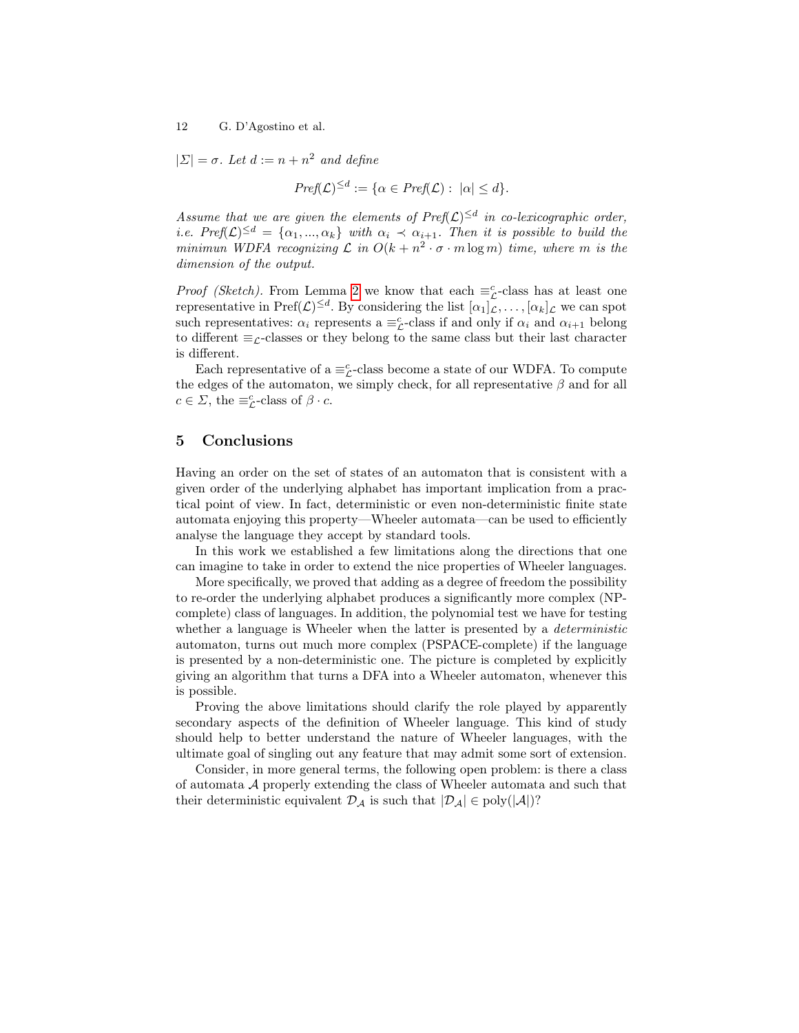*$|\Sigma| = \sigma$. Let $d := n + n^2$ and define*

$$Pref(\mathcal{L})^{\leq d} := \{\alpha \in Pref(\mathcal{L}) : \ |\alpha| \leq d\}.$$

*Assume that we are given the elements of $Pref(\mathcal{L})^{\leq d}$ in co-lexicographic order, i.e. $Pref(\mathcal{L})^{\leq d} = \{\alpha_1, ..., \alpha_k\}$ with $\alpha_i \prec \alpha_{i+1}$. Then it is possible to build the minimun WDFA recognizing $\mathcal{L}$ in $O(k + n^2 \cdot \sigma \cdot m \log m)$ time, where $m$ is the dimension of the output.*

*Proof (Sketch).* From Lemma 2 we know that each $\equiv^c_{\mathcal{L}}$-class has at least one representative in $\text{Pref}(\mathcal{L})^{\leq d}$. By considering the list $[\alpha_1]_{\mathcal{L}}, \ldots, [\alpha_k]_{\mathcal{L}}$ we can spot such representatives: $\alpha_i$ represents a $\equiv^c_{\mathcal{L}}$-class if and only if $\alpha_i$ and $\alpha_{i+1}$ belong to different $\equiv_{\mathcal{L}}$-classes or they belong to the same class but their last character is different.

Each representative of a $\equiv^c_{\mathcal{L}}$-class become a state of our WDFA. To compute the edges of the automaton, we simply check, for all representative $\beta$ and for all $c \in \Sigma$, the $\equiv^c_{\mathcal{L}}$-class of $\beta \cdot c$.

## 5 Conclusions

Having an order on the set of states of an automaton that is consistent with a given order of the underlying alphabet has important implication from a practical point of view. In fact, deterministic or even non-deterministic finite state automata enjoying this property—Wheeler automata—can be used to efficiently analyse the language they accept by standard tools.

In this work we established a few limitations along the directions that one can imagine to take in order to extend the nice properties of Wheeler languages.

More specifically, we proved that adding as a degree of freedom the possibility to re-order the underlying alphabet produces a significantly more complex (NP-complete) class of languages. In addition, the polynomial test we have for testing whether a language is Wheeler when the latter is presented by a *deterministic* automaton, turns out much more complex (PSPACE-complete) if the language is presented by a non-deterministic one. The picture is completed by explicitly giving an algorithm that turns a DFA into a Wheeler automaton, whenever this is possible.

Proving the above limitations should clarify the role played by apparently secondary aspects of the definition of Wheeler language. This kind of study should help to better understand the nature of Wheeler languages, with the ultimate goal of singling out any feature that may admit some sort of extension.

Consider, in more general terms, the following open problem: is there a class of automata $\mathcal{A}$ properly extending the class of Wheeler automata and such that their deterministic equivalent $\mathcal{D}_{\mathcal{A}}$ is such that $|\mathcal{D}_{\mathcal{A}}| \in \text{poly}(|\mathcal{A}|)$?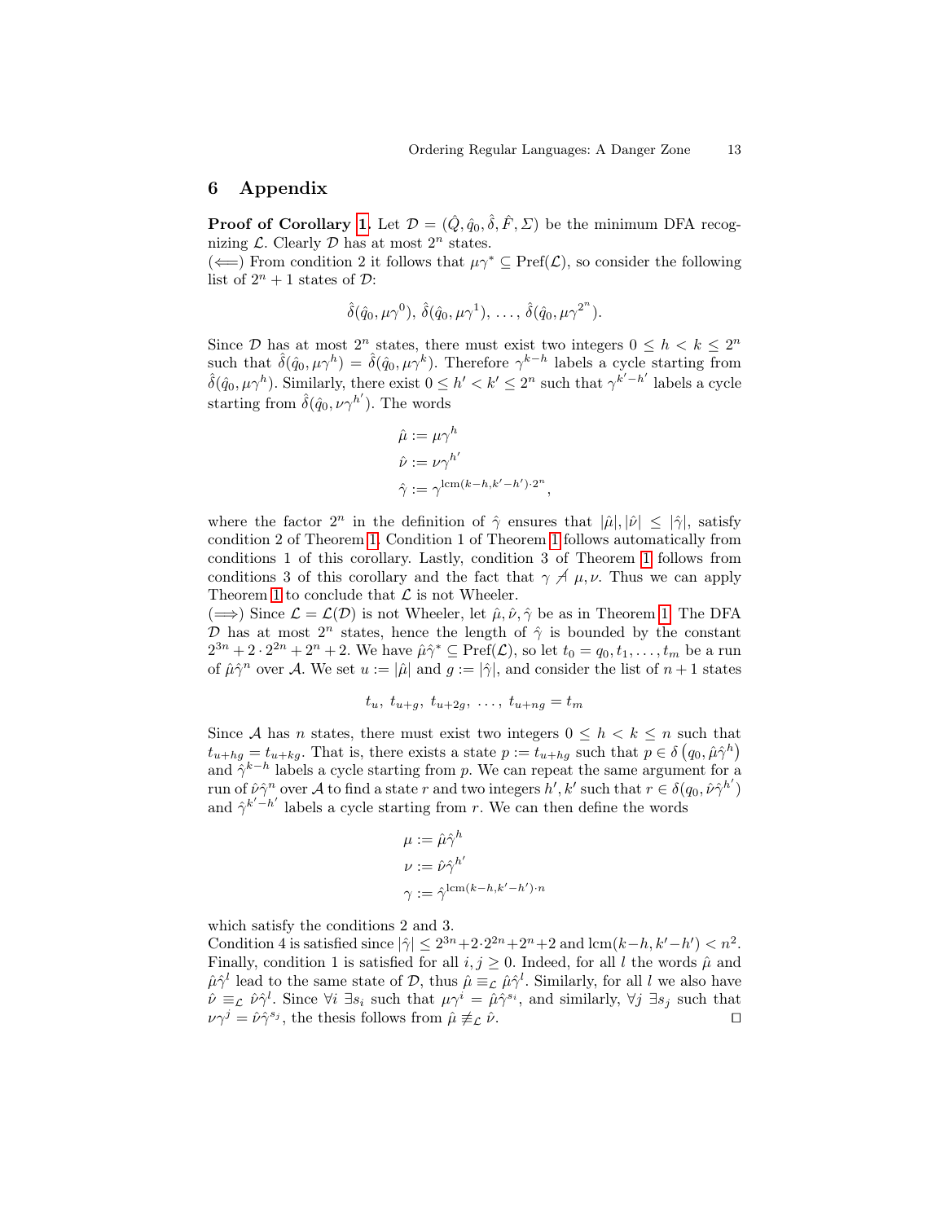## 6 Appendix

**Proof of Corollary 1.** Let $\mathcal{D} = (\hat{Q}, \hat{q}_0, \hat{\delta}, \hat{F}, \Sigma)$ be the minimum DFA recognizing $\mathcal{L}$. Clearly $\mathcal{D}$ has at most $2^n$ states.

($\Longleftarrow$) From condition 2 it follows that $\mu\gamma^* \subseteq \text{Pref}(\mathcal{L})$, so consider the following list of $2^n + 1$ states of $\mathcal{D}$:

$$\hat{\delta}(\hat{q}_0, \mu\gamma^0),\ \hat{\delta}(\hat{q}_0, \mu\gamma^1),\ \ldots,\ \hat{\delta}(\hat{q}_0, \mu\gamma^{2^n}).$$

Since $\mathcal{D}$ has at most $2^n$ states, there must exist two integers $0 \leq h < k \leq 2^n$ such that $\hat{\delta}(\hat{q}_0, \mu\gamma^h) = \hat{\delta}(\hat{q}_0, \mu\gamma^k)$. Therefore $\gamma^{k-h}$ labels a cycle starting from $\hat{\delta}(\hat{q}_0, \mu\gamma^h)$. Similarly, there exist $0 \leq h' < k' \leq 2^n$ such that $\gamma^{k'-h'}$ labels a cycle starting from $\hat{\delta}(\hat{q}_0, \nu\gamma^{h'})$. The words

$$\hat{\mu} := \mu\gamma^h$$
$$\hat{\nu} := \nu\gamma^{h'}$$
$$\hat{\gamma} := \gamma^{\text{lcm}(k-h, k'-h') \cdot 2^n},$$

where the factor $2^n$ in the definition of $\hat{\gamma}$ ensures that $|\hat{\mu}|, |\hat{\nu}| \leq |\hat{\gamma}|$, satisfy condition 2 of Theorem 1. Condition 1 of Theorem 1 follows automatically from conditions 1 of this corollary. Lastly, condition 3 of Theorem 1 follows from conditions 3 of this corollary and the fact that $\gamma \not\dashv \mu, \nu$. Thus we can apply Theorem 1 to conclude that $\mathcal{L}$ is not Wheeler.

($\Longrightarrow$) Since $\mathcal{L} = \mathcal{L}(\mathcal{D})$ is not Wheeler, let $\hat{\mu}, \hat{\nu}, \hat{\gamma}$ be as in Theorem 1. The DFA $\mathcal{D}$ has at most $2^n$ states, hence the length of $\hat{\gamma}$ is bounded by the constant $2^{3n} + 2 \cdot 2^{2n} + 2^n + 2$. We have $\hat{\mu}\hat{\gamma}^* \subseteq \text{Pref}(\mathcal{L})$, so let $t_0 = q_0, t_1, \ldots, t_m$ be a run of $\hat{\mu}\hat{\gamma}^n$ over $\mathcal{A}$. We set $u := |\hat{\mu}|$ and $g := |\hat{\gamma}|$, and consider the list of $n + 1$ states

$$t_u,\ t_{u+g},\ t_{u+2g},\ \ldots,\ t_{u+ng} = t_m$$

Since $\mathcal{A}$ has $n$ states, there must exist two integers $0 \leq h < k \leq n$ such that $t_{u+hg} = t_{u+kg}$. That is, there exists a state $p := t_{u+hg}$ such that $p \in \delta\left(q_0, \hat{\mu}\hat{\gamma}^h\right)$ and $\hat{\gamma}^{k-h}$ labels a cycle starting from $p$. We can repeat the same argument for a run of $\hat{\nu}\hat{\gamma}^n$ over $\mathcal{A}$ to find a state $r$ and two integers $h', k'$ such that $r \in \delta(q_0, \hat{\nu}\hat{\gamma}^{h'})$ and $\hat{\gamma}^{k'-h'}$ labels a cycle starting from $r$. We can then define the words

$$\mu := \hat{\mu}\hat{\gamma}^h$$
$$\nu := \hat{\nu}\hat{\gamma}^{h'}$$
$$\gamma := \hat{\gamma}^{\text{lcm}(k-h, k'-h') \cdot n}$$

which satisfy the conditions 2 and 3.

Condition 4 is satisfied since $|\hat{\gamma}| \leq 2^{3n} + 2 \cdot 2^{2n} + 2^n + 2$ and $\text{lcm}(k-h, k'-h') < n^2$. Finally, condition 1 is satisfied for all $i, j \geq 0$. Indeed, for all $l$ the words $\hat{\mu}$ and $\hat{\mu}\hat{\gamma}^l$ lead to the same state of $\mathcal{D}$, thus $\hat{\mu} \equiv_{\mathcal{L}} \hat{\mu}\hat{\gamma}^l$. Similarly, for all $l$ we also have $\hat{\nu} \equiv_{\mathcal{L}} \hat{\nu}\hat{\gamma}^l$. Since $\forall i\ \exists s_i$ such that $\mu\gamma^i = \hat{\mu}\hat{\gamma}^{s_i}$, and similarly, $\forall j\ \exists s_j$ such that $\nu\gamma^j = \hat{\nu}\hat{\gamma}^{s_j}$, the thesis follows from $\hat{\mu} \not\equiv_{\mathcal{L}} \hat{\nu}$. $\square$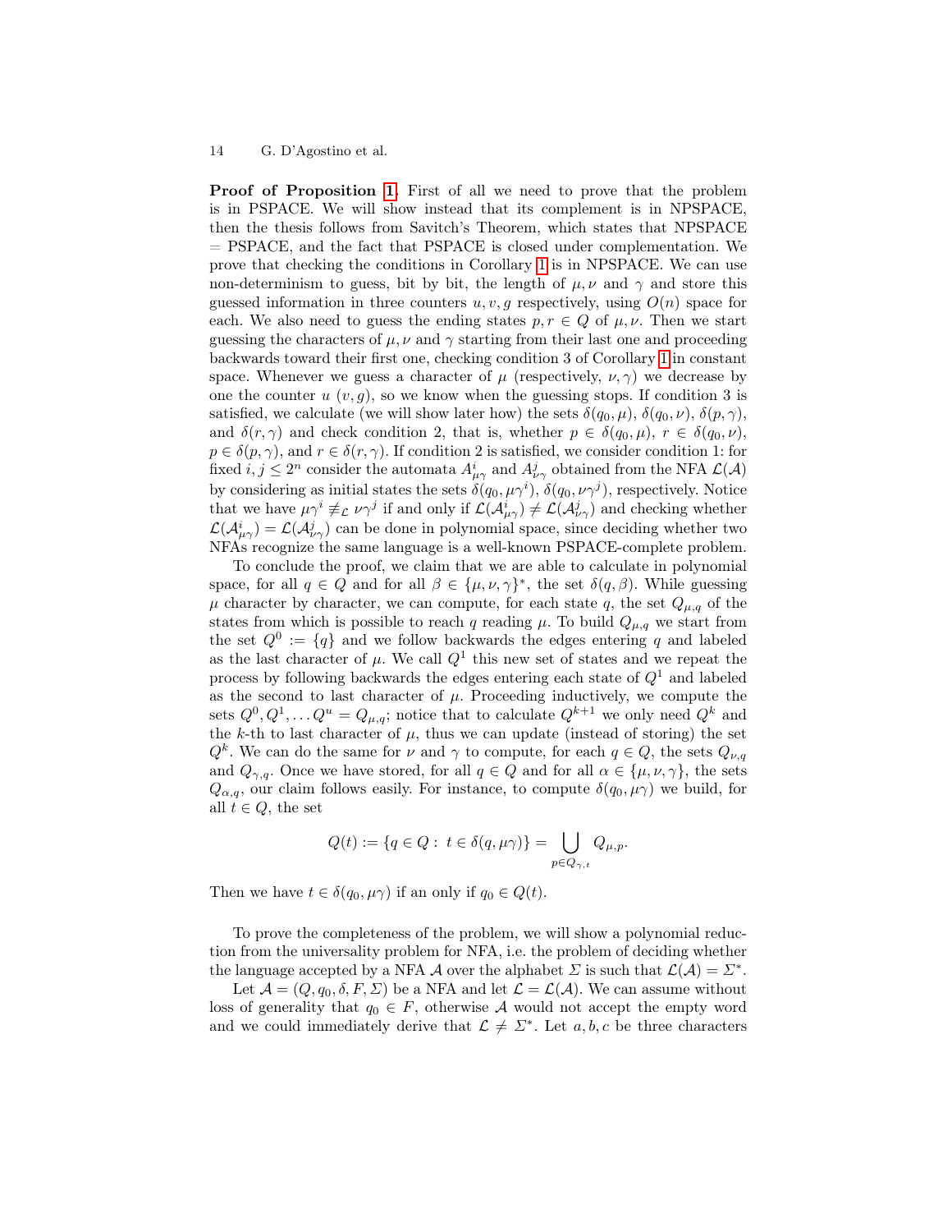**Proof of Proposition 1.** First of all we need to prove that the problem is in PSPACE. We will show instead that its complement is in NPSPACE, then the thesis follows from Savitch's Theorem, which states that NPSPACE = PSPACE, and the fact that PSPACE is closed under complementation. We prove that checking the conditions in Corollary 1 is in NPSPACE. We can use non-determinism to guess, bit by bit, the length of $\mu, \nu$ and $\gamma$ and store this guessed information in three counters $u, v, g$ respectively, using $O(n)$ space for each. We also need to guess the ending states $p, r \in Q$ of $\mu, \nu$. Then we start guessing the characters of $\mu, \nu$ and $\gamma$ starting from their last one and proceeding backwards toward their first one, checking condition 3 of Corollary 1 in constant space. Whenever we guess a character of $\mu$ (respectively, $\nu, \gamma$) we decrease by one the counter $u$ $(v, g)$, so we know when the guessing stops. If condition 3 is satisfied, we calculate (we will show later how) the sets $\delta(q_0, \mu)$, $\delta(q_0, \nu)$, $\delta(p, \gamma)$, and $\delta(r, \gamma)$ and check condition 2, that is, whether $p \in \delta(q_0, \mu)$, $r \in \delta(q_0, \nu)$, $p \in \delta(p, \gamma)$, and $r \in \delta(r, \gamma)$. If condition 2 is satisfied, we consider condition 1: for fixed $i, j \leq 2^n$ consider the automata $A^i_{\mu\gamma}$ and $A^j_{\nu\gamma}$ obtained from the NFA $\mathcal{L}(\mathcal{A})$ by considering as initial states the sets $\delta(q_0, \mu\gamma^i)$, $\delta(q_0, \nu\gamma^j)$, respectively. Notice that we have $\mu\gamma^i \not\equiv_{\mathcal{L}} \nu\gamma^j$ if and only if $\mathcal{L}(\mathcal{A}^i_{\mu\gamma}) \neq \mathcal{L}(\mathcal{A}^j_{\nu\gamma})$ and checking whether $\mathcal{L}(\mathcal{A}^i_{\mu\gamma}) = \mathcal{L}(\mathcal{A}^j_{\nu\gamma})$ can be done in polynomial space, since deciding whether two NFAs recognize the same language is a well-known PSPACE-complete problem.

To conclude the proof, we claim that we are able to calculate in polynomial space, for all $q \in Q$ and for all $\beta \in \{\mu, \nu, \gamma\}^*$, the set $\delta(q, \beta)$. While guessing $\mu$ character by character, we can compute, for each state $q$, the set $Q_{\mu,q}$ of the states from which is possible to reach $q$ reading $\mu$. To build $Q_{\mu,q}$ we start from the set $Q^0 := \{q\}$ and we follow backwards the edges entering $q$ and labeled as the last character of $\mu$. We call $Q^1$ this new set of states and we repeat the process by following backwards the edges entering each state of $Q^1$ and labeled as the second to last character of $\mu$. Proceeding inductively, we compute the sets $Q^0, Q^1, \ldots Q^u = Q_{\mu,q}$; notice that to calculate $Q^{k+1}$ we only need $Q^k$ and the $k$-th to last character of $\mu$, thus we can update (instead of storing) the set $Q^k$. We can do the same for $\nu$ and $\gamma$ to compute, for each $q \in Q$, the sets $Q_{\nu,q}$ and $Q_{\gamma,q}$. Once we have stored, for all $q \in Q$ and for all $\alpha \in \{\mu, \nu, \gamma\}$, the sets $Q_{\alpha,q}$, our claim follows easily. For instance, to compute $\delta(q_0, \mu\gamma)$ we build, for all $t \in Q$, the set

$$Q(t) := \{q \in Q : \ t \in \delta(q, \mu\gamma)\} = \bigcup_{p \in Q_{\gamma,t}} Q_{\mu,p}.$$

Then we have $t \in \delta(q_0, \mu\gamma)$ if an only if $q_0 \in Q(t)$.

To prove the completeness of the problem, we will show a polynomial reduction from the universality problem for NFA, i.e. the problem of deciding whether the language accepted by a NFA $\mathcal{A}$ over the alphabet $\Sigma$ is such that $\mathcal{L}(\mathcal{A}) = \Sigma^*$.

Let $\mathcal{A} = (Q, q_0, \delta, F, \Sigma)$ be a NFA and let $\mathcal{L} = \mathcal{L}(\mathcal{A})$. We can assume without loss of generality that $q_0 \in F$, otherwise $\mathcal{A}$ would not accept the empty word and we could immediately derive that $\mathcal{L} \neq \Sigma^*$. Let $a, b, c$ be three characters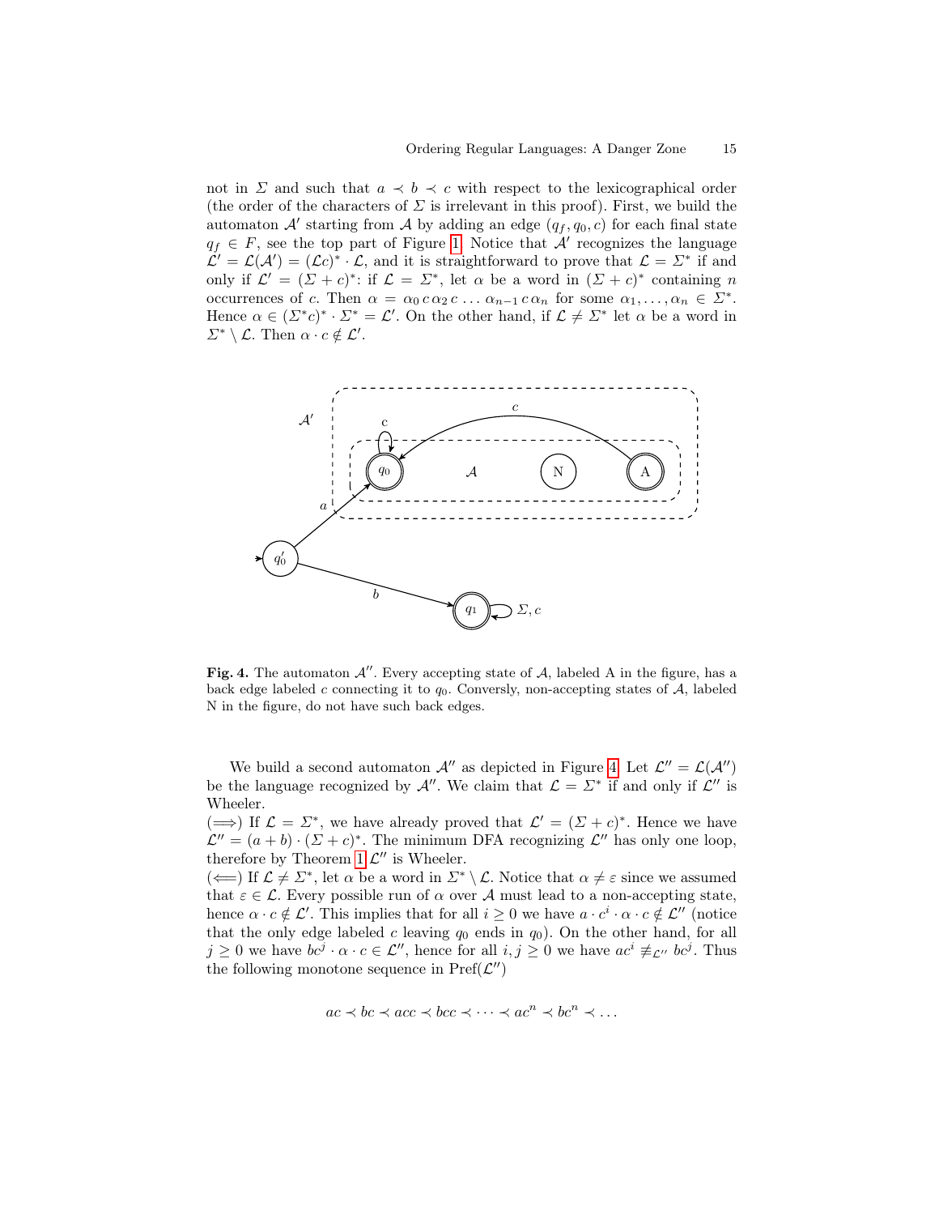not in $\Sigma$ and such that $a \prec b \prec c$ with respect to the lexicographical order (the order of the characters of $\Sigma$ is irrelevant in this proof). First, we build the automaton $\mathcal{A}'$ starting from $\mathcal{A}$ by adding an edge $(q_f, q_0, c)$ for each final state $q_f \in F$, see the top part of Figure 1. Notice that $\mathcal{A}'$ recognizes the language $\mathcal{L}' = \mathcal{L}(\mathcal{A}') = (\mathcal{L}c)^* \cdot \mathcal{L}$, and it is straightforward to prove that $\mathcal{L} = \Sigma^*$ if and only if $\mathcal{L}' = (\Sigma + c)^*$: if $\mathcal{L} = \Sigma^*$, let $\alpha$ be a word in $(\Sigma + c)^*$ containing $n$ occurrences of $c$. Then $\alpha = \alpha_0\, c\, \alpha_2\, c \dots \alpha_{n-1}\, c\, \alpha_n$ for some $\alpha_1, \dots, \alpha_n \in \Sigma^*$. Hence $\alpha \in (\Sigma^* c)^* \cdot \Sigma^* = \mathcal{L}'$. On the other hand, if $\mathcal{L} \neq \Sigma^*$ let $\alpha$ be a word in $\Sigma^* \setminus \mathcal{L}$. Then $\alpha \cdot c \notin \mathcal{L}'$.

**Fig. 4.** The automaton $\mathcal{A}''$. Every accepting state of $\mathcal{A}$, labeled A in the figure, has a back edge labeled $c$ connecting it to $q_0$. Conversely, non-accepting states of $\mathcal{A}$, labeled N in the figure, do not have such back edges.

We build a second automaton $\mathcal{A}''$ as depicted in Figure 4. Let $\mathcal{L}'' = \mathcal{L}(\mathcal{A}'')$ be the language recognized by $\mathcal{A}''$. We claim that $\mathcal{L} = \Sigma^*$ if and only if $\mathcal{L}''$ is Wheeler.

($\Longrightarrow$) If $\mathcal{L} = \Sigma^*$, we have already proved that $\mathcal{L}' = (\Sigma + c)^*$. Hence we have $\mathcal{L}'' = (a + b) \cdot (\Sigma + c)^*$. The minimum DFA recognizing $\mathcal{L}''$ has only one loop, therefore by Theorem 1 $\mathcal{L}''$ is Wheeler.

($\Longleftarrow$) If $\mathcal{L} \neq \Sigma^*$, let $\alpha$ be a word in $\Sigma^* \setminus \mathcal{L}$. Notice that $\alpha \neq \varepsilon$ since we assumed that $\varepsilon \in \mathcal{L}$. Every possible run of $\alpha$ over $\mathcal{A}$ must lead to a non-accepting state, hence $\alpha \cdot c \notin \mathcal{L}'$. This implies that for all $i \geq 0$ we have $a \cdot c^i \cdot \alpha \cdot c \notin \mathcal{L}''$ (notice that the only edge labeled $c$ leaving $q_0$ ends in $q_0$). On the other hand, for all $j \geq 0$ we have $bc^j \cdot \alpha \cdot c \in \mathcal{L}''$, hence for all $i, j \geq 0$ we have $ac^i \not\equiv_{\mathcal{L}''} bc^j$. Thus the following monotone sequence in $\text{Pref}(\mathcal{L}'')$

$$ac \prec bc \prec acc \prec bcc \prec \dots \prec ac^n \prec bc^n \prec \dots$$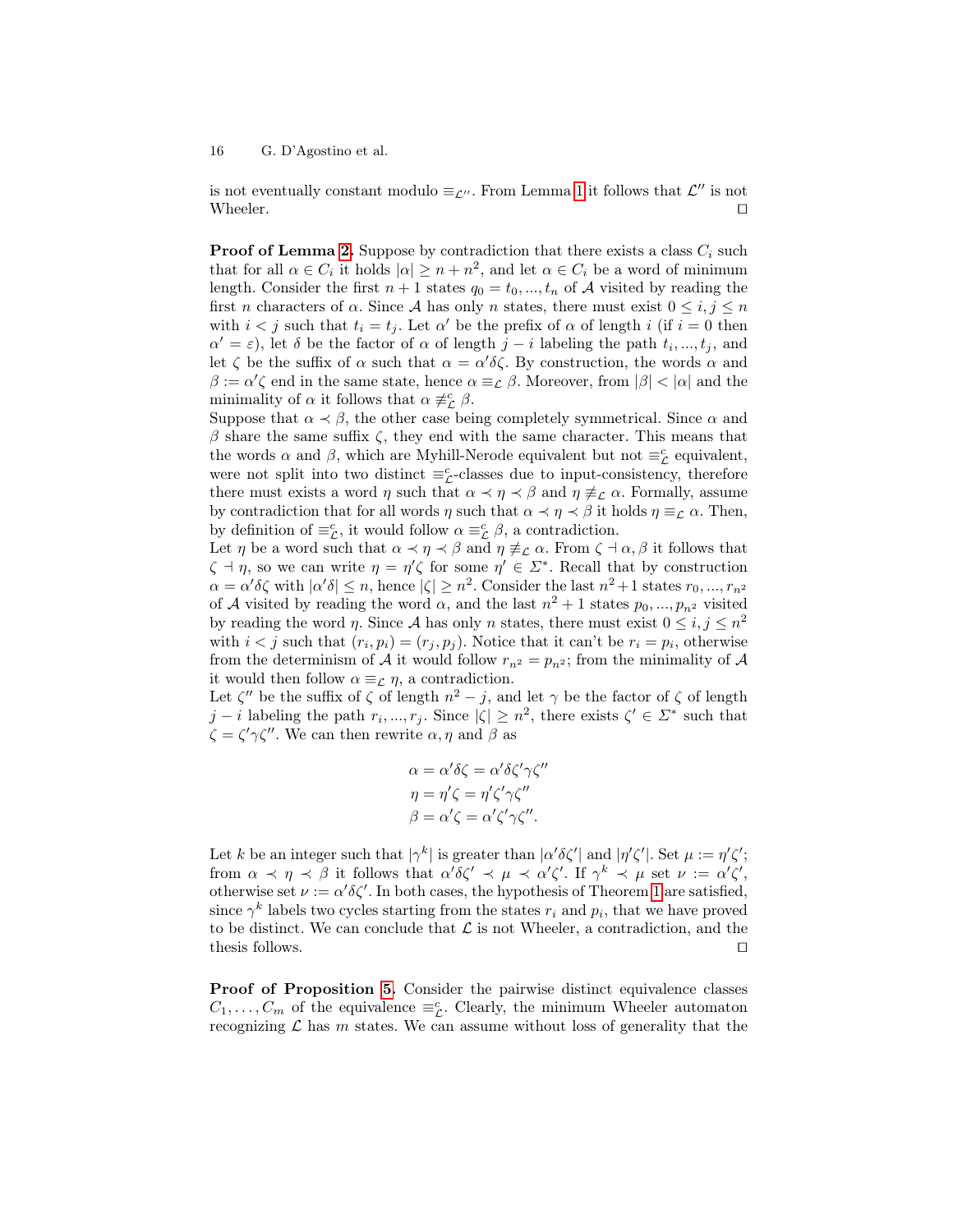is not eventually constant modulo $\equiv_{\mathcal{L}''}$. From Lemma 1 it follows that $\mathcal{L}''$ is not Wheeler. $\square$

**Proof of Lemma 2.** Suppose by contradiction that there exists a class $C_i$ such that for all $\alpha \in C_i$ it holds $|\alpha| \geq n + n^2$, and let $\alpha \in C_i$ be a word of minimum length. Consider the first $n+1$ states $q_0 = t_0, ..., t_n$ of $\mathcal{A}$ visited by reading the first $n$ characters of $\alpha$. Since $\mathcal{A}$ has only $n$ states, there must exist $0 \leq i, j \leq n$ with $i < j$ such that $t_i = t_j$. Let $\alpha'$ be the prefix of $\alpha$ of length $i$ (if $i = 0$ then $\alpha' = \varepsilon$), let $\delta$ be the factor of $\alpha$ of length $j - i$ labeling the path $t_i, ..., t_j$, and let $\zeta$ be the suffix of $\alpha$ such that $\alpha = \alpha'\delta\zeta$. By construction, the words $\alpha$ and $\beta := \alpha'\zeta$ end in the same state, hence $\alpha \equiv_{\mathcal{L}} \beta$. Moreover, from $|\beta| < |\alpha|$ and the minimality of $\alpha$ it follows that $\alpha \not\equiv^c_{\mathcal{L}} \beta$.
Suppose that $\alpha \prec \beta$, the other case being completely symmetrical. Since $\alpha$ and $\beta$ share the same suffix $\zeta$, they end with the same character. This means that the words $\alpha$ and $\beta$, which are Myhill-Nerode equivalent but not $\equiv^c_{\mathcal{L}}$ equivalent, were not split into two distinct $\equiv^c_{\mathcal{L}}$-classes due to input-consistency, therefore there must exists a word $\eta$ such that $\alpha \prec \eta \prec \beta$ and $\eta \not\equiv_{\mathcal{L}} \alpha$. Formally, assume by contradiction that for all words $\eta$ such that $\alpha \prec \eta \prec \beta$ it holds $\eta \equiv_{\mathcal{L}} \alpha$. Then, by definition of $\equiv^c_{\mathcal{L}}$, it would follow $\alpha \equiv^c_{\mathcal{L}} \beta$, a contradiction.
Let $\eta$ be a word such that $\alpha \prec \eta \prec \beta$ and $\eta \not\equiv_{\mathcal{L}} \alpha$. From $\zeta \dashv \alpha, \beta$ it follows that $\zeta \dashv \eta$, so we can write $\eta = \eta'\zeta$ for some $\eta' \in \Sigma^*$. Recall that by construction $\alpha = \alpha'\delta\zeta$ with $|\alpha'\delta| \leq n$, hence $|\zeta| \geq n^2$. Consider the last $n^2+1$ states $r_0, ..., r_{n^2}$ of $\mathcal{A}$ visited by reading the word $\alpha$, and the last $n^2+1$ states $p_0, ..., p_{n^2}$ visited by reading the word $\eta$. Since $\mathcal{A}$ has only $n$ states, there must exist $0 \leq i, j \leq n^2$ with $i < j$ such that $(r_i, p_i) = (r_j, p_j)$. Notice that it can't be $r_i = p_i$, otherwise from the determinism of $\mathcal{A}$ it would follow $r_{n^2} = p_{n^2}$; from the minimality of $\mathcal{A}$ it would then follow $\alpha \equiv_{\mathcal{L}} \eta$, a contradiction.
Let $\zeta''$ be the suffix of $\zeta$ of length $n^2 - j$, and let $\gamma$ be the factor of $\zeta$ of length $j - i$ labeling the path $r_i, ..., r_j$. Since $|\zeta| \geq n^2$, there exists $\zeta' \in \Sigma^*$ such that $\zeta = \zeta'\gamma\zeta''$. We can then rewrite $\alpha, \eta$ and $\beta$ as

$$\alpha = \alpha'\delta\zeta = \alpha'\delta\zeta'\gamma\zeta''$$
$$\eta = \eta'\zeta = \eta'\zeta'\gamma\zeta''$$
$$\beta = \alpha'\zeta = \alpha'\zeta'\gamma\zeta''.$$

Let $k$ be an integer such that $|\gamma^k|$ is greater than $|\alpha'\delta\zeta'|$ and $|\eta'\zeta'|$. Set $\mu := \eta'\zeta'$; from $\alpha \prec \eta \prec \beta$ it follows that $\alpha'\delta\zeta' \prec \mu \prec \alpha'\zeta'$. If $\gamma^k \prec \mu$ set $\nu := \alpha'\zeta'$, otherwise set $\nu := \alpha'\delta\zeta'$. In both cases, the hypothesis of Theorem 1 are satisfied, since $\gamma^k$ labels two cycles starting from the states $r_i$ and $p_i$, that we have proved to be distinct. We can conclude that $\mathcal{L}$ is not Wheeler, a contradiction, and the thesis follows. $\square$

**Proof of Proposition 5.** Consider the pairwise distinct equivalence classes $C_1, \ldots, C_m$ of the equivalence $\equiv^c_{\mathcal{L}}$. Clearly, the minimum Wheeler automaton recognizing $\mathcal{L}$ has $m$ states. We can assume without loss of generality that the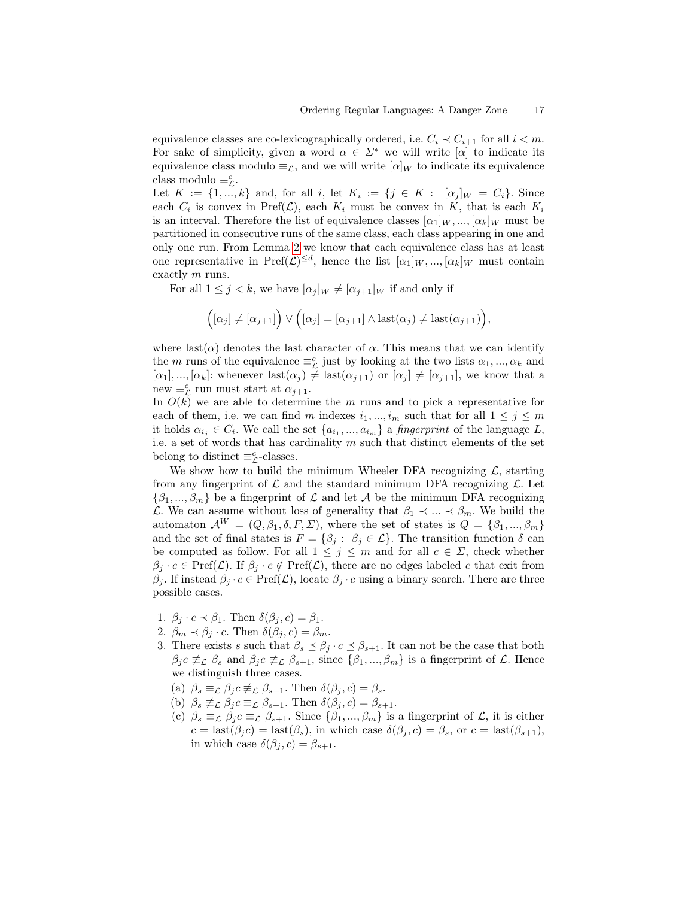equivalence classes are co-lexicographically ordered, i.e. $C_i \prec C_{i+1}$ for all $i < m$. For sake of simplicity, given a word $\alpha \in \Sigma^*$ we will write $[\alpha]$ to indicate its equivalence class modulo $\equiv_{\mathcal{L}}$, and we will write $[\alpha]_W$ to indicate its equivalence class modulo $\equiv_{\mathcal{L}}^c$.

Let $K := \{1, ..., k\}$ and, for all $i$, let $K_i := \{j \in K : [\alpha_j]_W = C_i\}$. Since each $C_i$ is convex in $\text{Pref}(\mathcal{L})$, each $K_i$ must be convex in $K$, that is each $K_i$ is an interval. Therefore the list of equivalence classes $[\alpha_1]_W, ..., [\alpha_k]_W$ must be partitioned in consecutive runs of the same class, each class appearing in one and only one run. From Lemma 2 we know that each equivalence class has at least one representative in $\text{Pref}(\mathcal{L})^{\leq d}$, hence the list $[\alpha_1]_W, ..., [\alpha_k]_W$ must contain exactly $m$ runs.

For all $1 \leq j < k$, we have $[\alpha_j]_W \neq [\alpha_{j+1}]_W$ if and only if

$$\Big([\alpha_j] \neq [\alpha_{j+1}]\Big) \vee \Big([\alpha_j] = [\alpha_{j+1}] \wedge \text{last}(\alpha_j) \neq \text{last}(\alpha_{j+1})\Big),$$

where $\text{last}(\alpha)$ denotes the last character of $\alpha$. This means that we can identify the $m$ runs of the equivalence $\equiv_{\mathcal{L}}^c$ just by looking at the two lists $\alpha_1, ..., \alpha_k$ and $[\alpha_1], ..., [\alpha_k]$: whenever $\text{last}(\alpha_j) \neq \text{last}(\alpha_{j+1})$ or $[\alpha_j] \neq [\alpha_{j+1}]$, we know that a new $\equiv_{\mathcal{L}}^c$ run must start at $\alpha_{j+1}$.

In $O(k)$ we are able to determine the $m$ runs and to pick a representative for each of them, i.e. we can find $m$ indexes $i_1, ..., i_m$ such that for all $1 \leq j \leq m$ it holds $\alpha_{i_j} \in C_i$. We call the set $\{a_{i_1}, ..., a_{i_m}\}$ a *fingerprint* of the language $L$, i.e. a set of words that has cardinality $m$ such that distinct elements of the set belong to distinct $\equiv_{\mathcal{L}}^c$-classes.

We show how to build the minimum Wheeler DFA recognizing $\mathcal{L}$, starting from any fingerprint of $\mathcal{L}$ and the standard minimum DFA recognizing $\mathcal{L}$. Let $\{\beta_1, ..., \beta_m\}$ be a fingerprint of $\mathcal{L}$ and let $\mathcal{A}$ be the minimum DFA recognizing $\mathcal{L}$. We can assume without loss of generality that $\beta_1 \prec ... \prec \beta_m$. We build the automaton $\mathcal{A}^W = (Q, \beta_1, \delta, F, \Sigma)$, where the set of states is $Q = \{\beta_1, ..., \beta_m\}$ and the set of final states is $F = \{\beta_j : \beta_j \in \mathcal{L}\}$. The transition function $\delta$ can be computed as follow. For all $1 \leq j \leq m$ and for all $c \in \Sigma$, check whether $\beta_j \cdot c \in \text{Pref}(\mathcal{L})$. If $\beta_j \cdot c \notin \text{Pref}(\mathcal{L})$, there are no edges labeled $c$ that exit from $\beta_j$. If instead $\beta_j \cdot c \in \text{Pref}(\mathcal{L})$, locate $\beta_j \cdot c$ using a binary search. There are three possible cases.

1. $\beta_j \cdot c \prec \beta_1$. Then $\delta(\beta_j, c) = \beta_1$.
2. $\beta_m \prec \beta_j \cdot c$. Then $\delta(\beta_j, c) = \beta_m$.
3. There exists $s$ such that $\beta_s \preceq \beta_j \cdot c \preceq \beta_{s+1}$. It can not be the case that both $\beta_j c \not\equiv_{\mathcal{L}} \beta_s$ and $\beta_j c \not\equiv_{\mathcal{L}} \beta_{s+1}$, since $\{\beta_1, ..., \beta_m\}$ is a fingerprint of $\mathcal{L}$. Hence we distinguish three cases.
   (a) $\beta_s \equiv_{\mathcal{L}} \beta_j c \not\equiv_{\mathcal{L}} \beta_{s+1}$. Then $\delta(\beta_j, c) = \beta_s$.
   (b) $\beta_s \not\equiv_{\mathcal{L}} \beta_j c \equiv_{\mathcal{L}} \beta_{s+1}$. Then $\delta(\beta_j, c) = \beta_{s+1}$.
   (c) $\beta_s \equiv_{\mathcal{L}} \beta_j c \equiv_{\mathcal{L}} \beta_{s+1}$. Since $\{\beta_1, ..., \beta_m\}$ is a fingerprint of $\mathcal{L}$, it is either $c = \text{last}(\beta_j c) = \text{last}(\beta_s)$, in which case $\delta(\beta_j, c) = \beta_s$, or $c = \text{last}(\beta_{s+1})$, in which case $\delta(\beta_j, c) = \beta_{s+1}$.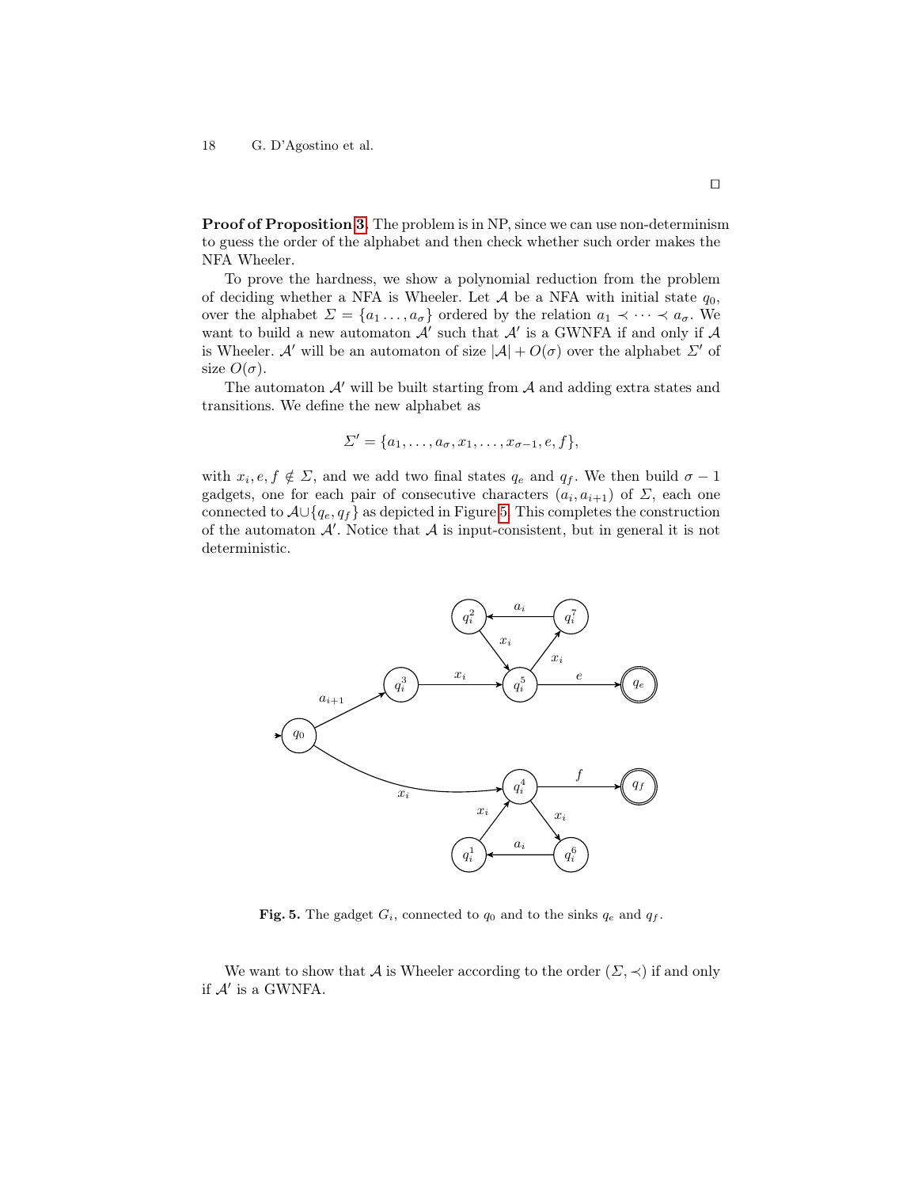□

**Proof of Proposition 3.** The problem is in NP, since we can use non-determinism to guess the order of the alphabet and then check whether such order makes the NFA Wheeler.

To prove the hardness, we show a polynomial reduction from the problem of deciding whether a NFA is Wheeler. Let $\mathcal{A}$ be a NFA with initial state $q_0$, over the alphabet $\Sigma = \{a_1 \dots, a_\sigma\}$ ordered by the relation $a_1 \prec \dots \prec a_\sigma$. We want to build a new automaton $\mathcal{A}'$ such that $\mathcal{A}'$ is a GWNFA if and only if $\mathcal{A}$ is Wheeler. $\mathcal{A}'$ will be an automaton of size $|\mathcal{A}| + O(\sigma)$ over the alphabet $\Sigma'$ of size $O(\sigma)$.

The automaton $\mathcal{A}'$ will be built starting from $\mathcal{A}$ and adding extra states and transitions. We define the new alphabet as

$$\Sigma' = \{a_1, \dots, a_\sigma, x_1, \dots, x_{\sigma-1}, e, f\},$$

with $x_i, e, f \notin \Sigma$, and we add two final states $q_e$ and $q_f$. We then build $\sigma - 1$ gadgets, one for each pair of consecutive characters $(a_i, a_{i+1})$ of $\Sigma$, each one connected to $\mathcal{A} \cup \{q_e, q_f\}$ as depicted in Figure 5. This completes the construction of the automaton $\mathcal{A}'$. Notice that $\mathcal{A}$ is input-consistent, but in general it is not deterministic.

**Fig. 5.** The gadget $G_i$, connected to $q_0$ and to the sinks $q_e$ and $q_f$.

We want to show that $\mathcal{A}$ is Wheeler according to the order $(\Sigma, \prec)$ if and only if $\mathcal{A}'$ is a GWNFA.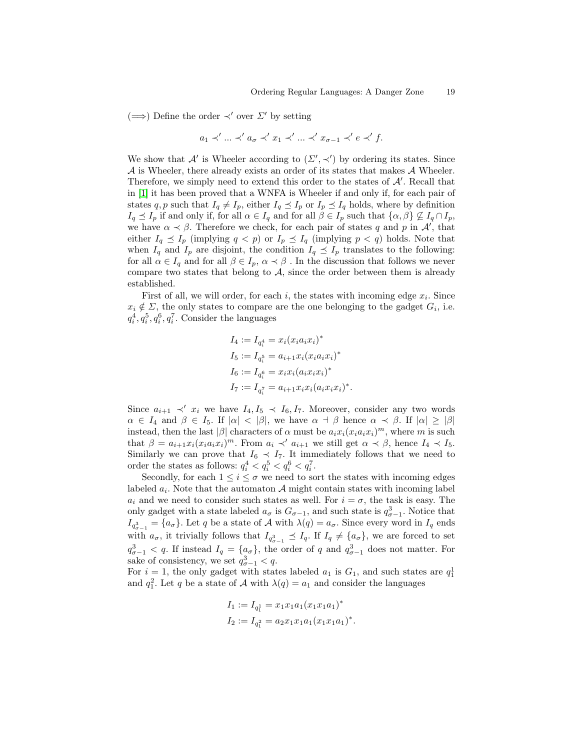($\Longrightarrow$) Define the order $\prec'$ over $\Sigma'$ by setting

$$a_1 \prec' \dots \prec' a_\sigma \prec' x_1 \prec' \dots \prec' x_{\sigma-1} \prec' e \prec' f.$$

We show that $\mathcal{A}'$ is Wheeler according to $(\Sigma', \prec')$ by ordering its states. Since $\mathcal{A}$ is Wheeler, there already exists an order of its states that makes $\mathcal{A}$ Wheeler. Therefore, we simply need to extend this order to the states of $\mathcal{A}'$. Recall that in [1] it has been proved that a WNFA is Wheeler if and only if, for each pair of states $q, p$ such that $I_q \neq I_p$, either $I_q \preceq I_p$ or $I_p \preceq I_q$ holds, where by definition $I_q \preceq I_p$ if and only if, for all $\alpha \in I_q$ and for all $\beta \in I_p$ such that $\{\alpha, \beta\} \not\subseteq I_q \cap I_p$, we have $\alpha \prec \beta$. Therefore we check, for each pair of states $q$ and $p$ in $\mathcal{A}'$, that either $I_q \preceq I_p$ (implying $q < p$) or $I_p \preceq I_q$ (implying $p < q$) holds. Note that when $I_q$ and $I_p$ are disjoint, the condition $I_q \preceq I_p$ translates to the following: for all $\alpha \in I_q$ and for all $\beta \in I_p$, $\alpha \prec \beta$ . In the discussion that follows we never compare two states that belong to $\mathcal{A}$, since the order between them is already established.

First of all, we will order, for each $i$, the states with incoming edge $x_i$. Since $x_i \notin \Sigma$, the only states to compare are the one belonging to the gadget $G_i$, i.e. $q_i^4, q_i^5, q_i^6, q_i^7$. Consider the languages

$$\begin{aligned}
I_4 &:= I_{q_i^4} = x_i(x_i a_i x_i)^* \\
I_5 &:= I_{q_i^5} = a_{i+1} x_i (x_i a_i x_i)^* \\
I_6 &:= I_{q_i^6} = x_i x_i (a_i x_i x_i)^* \\
I_7 &:= I_{q_i^7} = a_{i+1} x_i x_i (a_i x_i x_i)^*.
\end{aligned}$$

Since $a_{i+1} \prec' x_i$ we have $I_4, I_5 \prec I_6, I_7$. Moreover, consider any two words $\alpha \in I_4$ and $\beta \in I_5$. If $|\alpha| < |\beta|$, we have $\alpha \dashv \beta$ hence $\alpha \prec \beta$. If $|\alpha| \geq |\beta|$ instead, then the last $|\beta|$ characters of $\alpha$ must be $a_i x_i (x_i a_i x_i)^m$, where $m$ is such that $\beta = a_{i+1} x_i (x_i a_i x_i)^m$. From $a_i \prec' a_{i+1}$ we still get $\alpha \prec \beta$, hence $I_4 \prec I_5$. Similarly we can prove that $I_6 \prec I_7$. It immediately follows that we need to order the states as follows: $q_i^4 < q_i^5 < q_i^6 < q_i^7$.

Secondly, for each $1 \leq i \leq \sigma$ we need to sort the states with incoming edges labeled $a_i$. Note that the automaton $\mathcal{A}$ might contain states with incoming label $a_i$ and we need to consider such states as well. For $i = \sigma$, the task is easy. The only gadget with a state labeled $a_\sigma$ is $G_{\sigma-1}$, and such state is $q_{\sigma-1}^3$. Notice that $I_{q_{\sigma-1}^3} = \{a_\sigma\}$. Let $q$ be a state of $\mathcal{A}$ with $\lambda(q) = a_\sigma$. Since every word in $I_q$ ends with $a_\sigma$, it trivially follows that $I_{q_{\sigma-1}^3} \preceq I_q$. If $I_q \neq \{a_\sigma\}$, we are forced to set $q_{\sigma-1}^3 < q$. If instead $I_q = \{a_\sigma\}$, the order of $q$ and $q_{\sigma-1}^3$ does not matter. For sake of consistency, we set $q_{\sigma-1}^3 < q$.
For $i = 1$, the only gadget with states labeled $a_1$ is $G_1$, and such states are $q_1^1$ and $q_1^2$. Let $q$ be a state of $\mathcal{A}$ with $\lambda(q) = a_1$ and consider the languages

$$\begin{aligned}
I_1 &:= I_{q_1^1} = x_1 x_1 a_1 (x_1 x_1 a_1)^* \\
I_2 &:= I_{q_1^2} = a_2 x_1 x_1 a_1 (x_1 x_1 a_1)^*.
\end{aligned}$$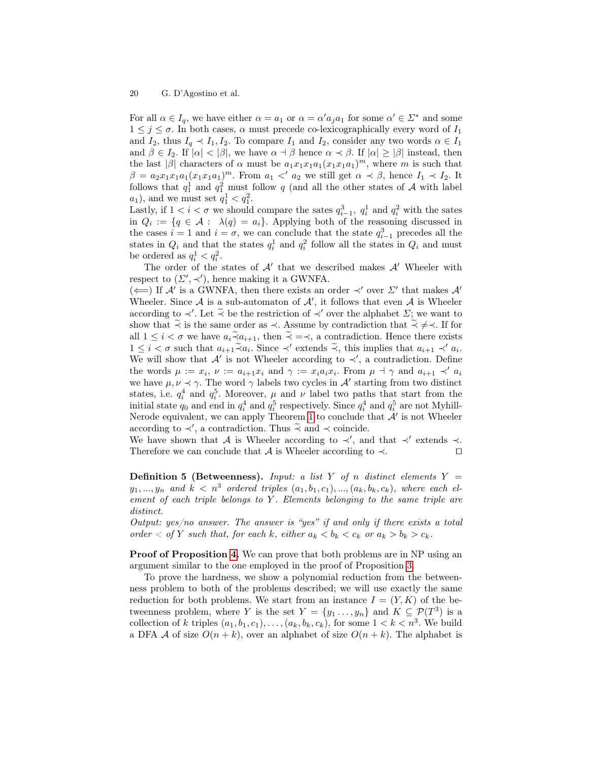For all $\alpha \in I_q$, we have either $\alpha = a_1$ or $\alpha = \alpha' a_j a_1$ for some $\alpha' \in \Sigma^*$ and some $1 \leq j \leq \sigma$. In both cases, $\alpha$ must precede co-lexicographically every word of $I_1$ and $I_2$, thus $I_q \prec I_1, I_2$. To compare $I_1$ and $I_2$, consider any two words $\alpha \in I_1$ and $\beta \in I_2$. If $|\alpha| < |\beta|$, we have $\alpha \dashv \beta$ hence $\alpha \prec \beta$. If $|\alpha| \geq |\beta|$ instead, then the last $|\beta|$ characters of $\alpha$ must be $a_1 x_1 x_1 a_1 (x_1 x_1 a_1)^m$, where $m$ is such that $\beta = a_2 x_1 x_1 a_1 (x_1 x_1 a_1)^m$. From $a_1 <' a_2$ we still get $\alpha \prec \beta$, hence $I_1 \prec I_2$. It follows that $q_1^1$ and $q_1^2$ must follow $q$ (and all the other states of $\mathcal{A}$ with label $a_1$), and we must set $q_1^1 < q_1^2$.
Lastly, if $1 < i < \sigma$ we should compare the sates $q_{i-1}^3$, $q_i^1$ and $q_i^2$ with the sates in $Q_i := \{q \in \mathcal{A} : \lambda(q) = a_i\}$. Applying both of the reasoning discussed in the cases $i = 1$ and $i = \sigma$, we can conclude that the state $q_{i-1}^3$ precedes all the states in $Q_i$ and that the states $q_i^1$ and $q_i^2$ follow all the states in $Q_i$ and must be ordered as $q_i^1 < q_i^2$.

The order of the states of $\mathcal{A}'$ that we described makes $\mathcal{A}'$ Wheeler with respect to $(\Sigma', \prec')$, hence making it a GWNFA.
($\Longleftarrow$) If $\mathcal{A}'$ is a GWNFA, then there exists an order $\prec'$ over $\Sigma'$ that makes $\mathcal{A}'$ Wheeler. Since $\mathcal{A}$ is a sub-automaton of $\mathcal{A}'$, it follows that even $\mathcal{A}$ is Wheeler according to $\prec'$. Let $\widetilde{\prec}$ be the restriction of $\prec'$ over the alphabet $\Sigma$; we want to show that $\widetilde{\prec}$ is the same order as $\prec$. Assume by contradiction that $\widetilde{\prec} \neq \prec$. If for all $1 \leq i < \sigma$ we have $a_i \widetilde{\prec} a_{i+1}$, then $\widetilde{\prec} = \prec$, a contradiction. Hence there exists $1 \leq i < \sigma$ such that $a_{i+1} \widetilde{\prec} a_i$. Since $\prec'$ extends $\widetilde{\prec}$, this implies that $a_{i+1} \prec' a_i$. We will show that $\mathcal{A}'$ is not Wheeler according to $\prec'$, a contradiction. Define the words $\mu := x_i$, $\nu := a_{i+1} x_i$ and $\gamma := x_i a_i x_i$. From $\mu \dashv \gamma$ and $a_{i+1} \prec' a_i$ we have $\mu, \nu \prec \gamma$. The word $\gamma$ labels two cycles in $\mathcal{A}'$ starting from two distinct states, i.e. $q_i^4$ and $q_i^5$. Moreover, $\mu$ and $\nu$ label two paths that start from the initial state $q_0$ and end in $q_i^4$ and $q_i^5$ respectively. Since $q_i^4$ and $q_i^5$ are not Myhill-Nerode equivalent, we can apply Theorem 1 to conclude that $\mathcal{A}'$ is not Wheeler according to $\prec'$, a contradiction. Thus $\widetilde{\prec}$ and $\prec$ coincide.
We have shown that $\mathcal{A}$ is Wheeler according to $\prec'$, and that $\prec'$ extends $\prec$. Therefore we can conclude that $\mathcal{A}$ is Wheeler according to $\prec$. ◻

**Definition 5 (Betweenness).** *Input: a list $Y$ of $n$ distinct elements $Y = y_1, ..., y_n$ and $k < n^3$ ordered triples $(a_1, b_1, c_1), ..., (a_k, b_k, c_k)$, where each element of each triple belongs to $Y$. Elements belonging to the same triple are distinct.*
*Output: yes/no answer. The answer is "yes" if and only if there exists a total order $<$ of $Y$ such that, for each $k$, either $a_k < b_k < c_k$ or $a_k > b_k > c_k$.*

**Proof of Proposition 4.** We can prove that both problems are in NP using an argument similar to the one employed in the proof of Proposition 3.

To prove the hardness, we show a polynomial reduction from the betweenness problem to both of the problems described; we will use exactly the same reduction for both problems. We start from an instance $I = (Y, K)$ of the betweenness problem, where $Y$ is the set $Y = \{y_1 \ldots, y_n\}$ and $K \subseteq \mathcal{P}(T^3)$ is a collection of $k$ triples $(a_1, b_1, c_1), \ldots, (a_k, b_k, c_k)$, for some $1 < k < n^3$. We build a DFA $\mathcal{A}$ of size $O(n + k)$, over an alphabet of size $O(n + k)$. The alphabet is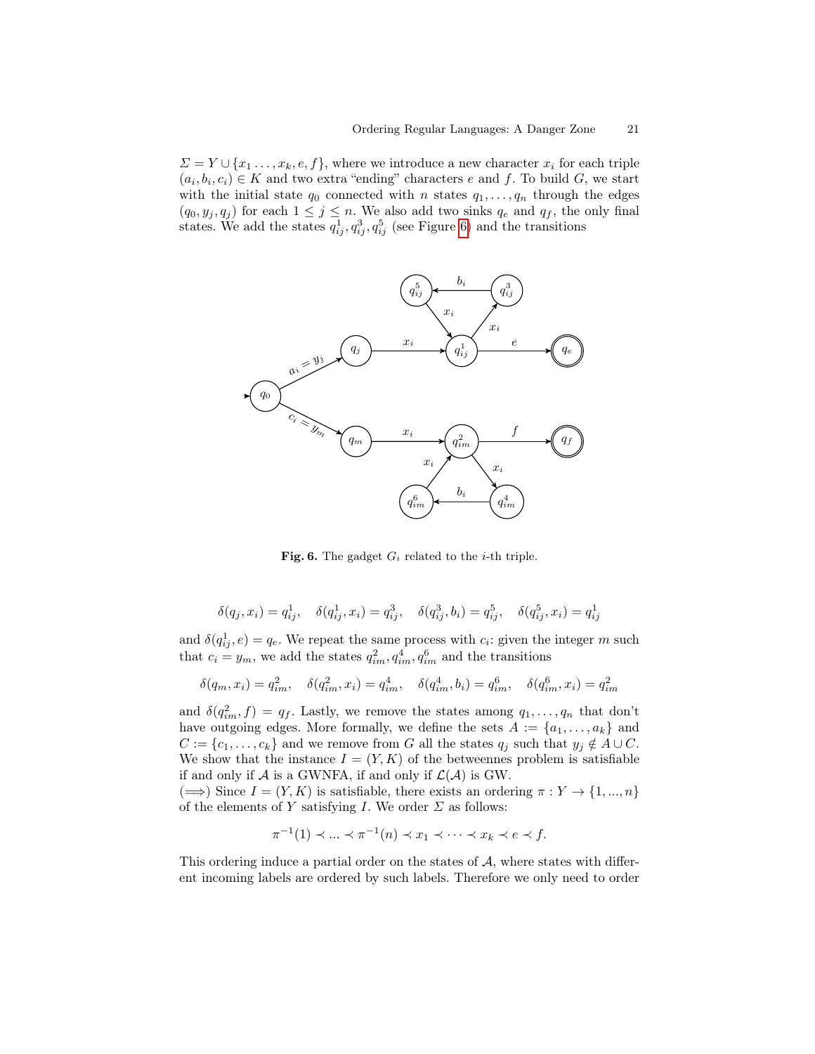$\Sigma = Y \cup \{x_1 \dots, x_k, e, f\}$, where we introduce a new character $x_i$ for each triple $(a_i, b_i, c_i) \in K$ and two extra "ending" characters $e$ and $f$. To build $G$, we start with the initial state $q_0$ connected with $n$ states $q_1, \dots, q_n$ through the edges $(q_0, y_j, q_j)$ for each $1 \leq j \leq n$. We also add two sinks $q_e$ and $q_f$, the only final states. We add the states $q^1_{ij}, q^3_{ij}, q^5_{ij}$ (see Figure 6) and the transitions

**Fig. 6.** The gadget $G_i$ related to the $i$-th triple.

$$\delta(q_j, x_i) = q^1_{ij}, \quad \delta(q^1_{ij}, x_i) = q^3_{ij}, \quad \delta(q^3_{ij}, b_i) = q^5_{ij}, \quad \delta(q^5_{ij}, x_i) = q^1_{ij}$$

and $\delta(q^1_{ij}, e) = q_e$. We repeat the same process with $c_i$: given the integer $m$ such that $c_i = y_m$, we add the states $q^2_{im}, q^4_{im}, q^6_{im}$ and the transitions

$$\delta(q_m, x_i) = q^2_{im}, \quad \delta(q^2_{im}, x_i) = q^4_{im}, \quad \delta(q^4_{im}, b_i) = q^6_{im}, \quad \delta(q^6_{im}, x_i) = q^2_{im}$$

and $\delta(q^2_{im}, f) = q_f$. Lastly, we remove the states among $q_1, \dots, q_n$ that don't have outgoing edges. More formally, we define the sets $A := \{a_1, \dots, a_k\}$ and $C := \{c_1, \dots, c_k\}$ and we remove from $G$ all the states $q_j$ such that $y_j \notin A \cup C$. We show that the instance $I = (Y, K)$ of the betweennes problem is satisfiable if and only if $\mathcal{A}$ is a GWNFA, if and only if $\mathcal{L}(\mathcal{A})$ is GW.

($\Longrightarrow$) Since $I = (Y, K)$ is satisfiable, there exists an ordering $\pi : Y \to \{1, ..., n\}$ of the elements of $Y$ satisfying $I$. We order $\Sigma$ as follows:

$$\pi^{-1}(1) \prec ... \prec \pi^{-1}(n) \prec x_1 \prec \dots \prec x_k \prec e \prec f.$$

This ordering induce a partial order on the states of $\mathcal{A}$, where states with different incoming labels are ordered by such labels. Therefore we only need to order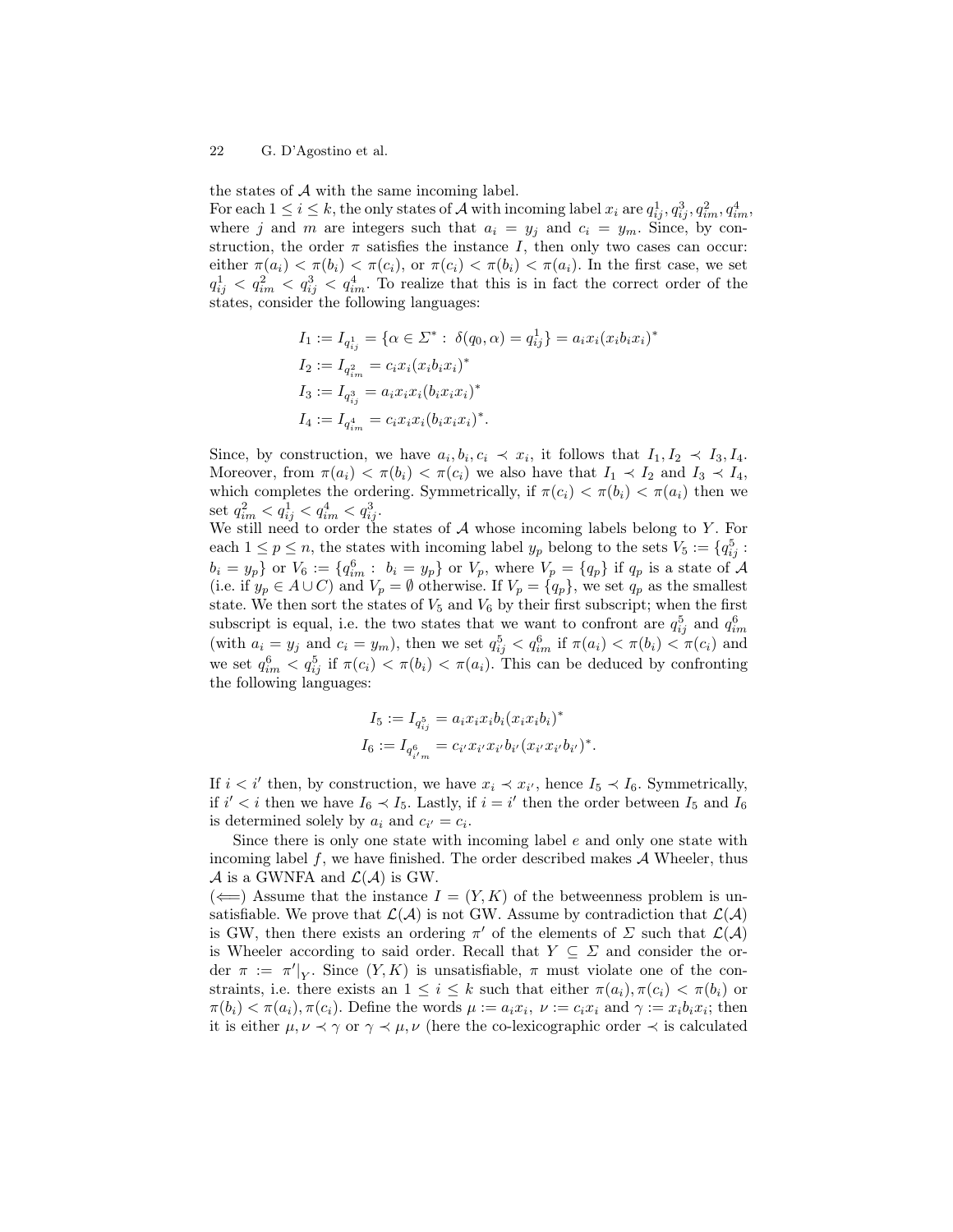the states of $\mathcal{A}$ with the same incoming label.

For each $1 \leq i \leq k$, the only states of $\mathcal{A}$ with incoming label $x_i$ are $q^1_{ij}, q^3_{ij}, q^2_{im}, q^4_{im}$, where $j$ and $m$ are integers such that $a_i = y_j$ and $c_i = y_m$. Since, by construction, the order $\pi$ satisfies the instance $I$, then only two cases can occur: either $\pi(a_i) < \pi(b_i) < \pi(c_i)$, or $\pi(c_i) < \pi(b_i) < \pi(a_i)$. In the first case, we set $q^1_{ij} < q^2_{im} < q^3_{ij} < q^4_{im}$. To realize that this is in fact the correct order of the states, consider the following languages:

$$
\begin{aligned}
I_1 &:= I_{q^1_{ij}} = \{\alpha \in \Sigma^* : \ \delta(q_0, \alpha) = q^1_{ij}\} = a_i x_i (x_i b_i x_i)^* \\
I_2 &:= I_{q^2_{im}} = c_i x_i (x_i b_i x_i)^* \\
I_3 &:= I_{q^3_{ij}} = a_i x_i x_i (b_i x_i x_i)^* \\
I_4 &:= I_{q^4_{im}} = c_i x_i x_i (b_i x_i x_i)^*.
\end{aligned}
$$

Since, by construction, we have $a_i, b_i, c_i \prec x_i$, it follows that $I_1, I_2 \prec I_3, I_4$. Moreover, from $\pi(a_i) < \pi(b_i) < \pi(c_i)$ we also have that $I_1 \prec I_2$ and $I_3 \prec I_4$, which completes the ordering. Symmetrically, if $\pi(c_i) < \pi(b_i) < \pi(a_i)$ then we set $q^2_{im} < q^1_{ij} < q^4_{im} < q^3_{ij}$.

We still need to order the states of $\mathcal{A}$ whose incoming labels belong to $Y$. For each $1 \leq p \leq n$, the states with incoming label $y_p$ belong to the sets $V_5 := \{q^5_{ij} : b_i = y_p\}$ or $V_6 := \{q^6_{im} : \ b_i = y_p\}$ or $V_p$, where $V_p = \{q_p\}$ if $q_p$ is a state of $\mathcal{A}$ (i.e. if $y_p \in A \cup C$) and $V_p = \emptyset$ otherwise. If $V_p = \{q_p\}$, we set $q_p$ as the smallest state. We then sort the states of $V_5$ and $V_6$ by their first subscript; when the first subscript is equal, i.e. the two states that we want to confront are $q^5_{ij}$ and $q^6_{im}$ (with $a_i = y_j$ and $c_i = y_m$), then we set $q^5_{ij} < q^6_{im}$ if $\pi(a_i) < \pi(b_i) < \pi(c_i)$ and we set $q^6_{im} < q^5_{ij}$ if $\pi(c_i) < \pi(b_i) < \pi(a_i)$. This can be deduced by confronting the following languages:

$$
\begin{aligned}
I_5 &:= I_{q^5_{ij}} = a_i x_i x_i b_i (x_i x_i b_i)^* \\
I_6 &:= I_{q^6_{i'm}} = c_{i'} x_{i'} x_{i'} b_{i'} (x_{i'} x_{i'} b_{i'})^*.
\end{aligned}
$$

If $i < i'$ then, by construction, we have $x_i \prec x_{i'}$, hence $I_5 \prec I_6$. Symmetrically, if $i' < i$ then we have $I_6 \prec I_5$. Lastly, if $i = i'$ then the order between $I_5$ and $I_6$ is determined solely by $a_i$ and $c_{i'} = c_i$.

Since there is only one state with incoming label $e$ and only one state with incoming label $f$, we have finished. The order described makes $\mathcal{A}$ Wheeler, thus $\mathcal{A}$ is a GWNFA and $\mathcal{L}(\mathcal{A})$ is GW.

($\Longleftarrow$) Assume that the instance $I = (Y, K)$ of the betweenness problem is unsatisfiable. We prove that $\mathcal{L}(\mathcal{A})$ is not GW. Assume by contradiction that $\mathcal{L}(\mathcal{A})$ is GW, then there exists an ordering $\pi'$ of the elements of $\Sigma$ such that $\mathcal{L}(\mathcal{A})$ is Wheeler according to said order. Recall that $Y \subseteq \Sigma$ and consider the order $\pi := \pi'|_Y$. Since $(Y, K)$ is unsatisfiable, $\pi$ must violate one of the constraints, i.e. there exists an $1 \leq i \leq k$ such that either $\pi(a_i), \pi(c_i) < \pi(b_i)$ or $\pi(b_i) < \pi(a_i), \pi(c_i)$. Define the words $\mu := a_i x_i$, $\nu := c_i x_i$ and $\gamma := x_i b_i x_i$; then it is either $\mu, \nu \prec \gamma$ or $\gamma \prec \mu, \nu$ (here the co-lexicographic order $\prec$ is calculated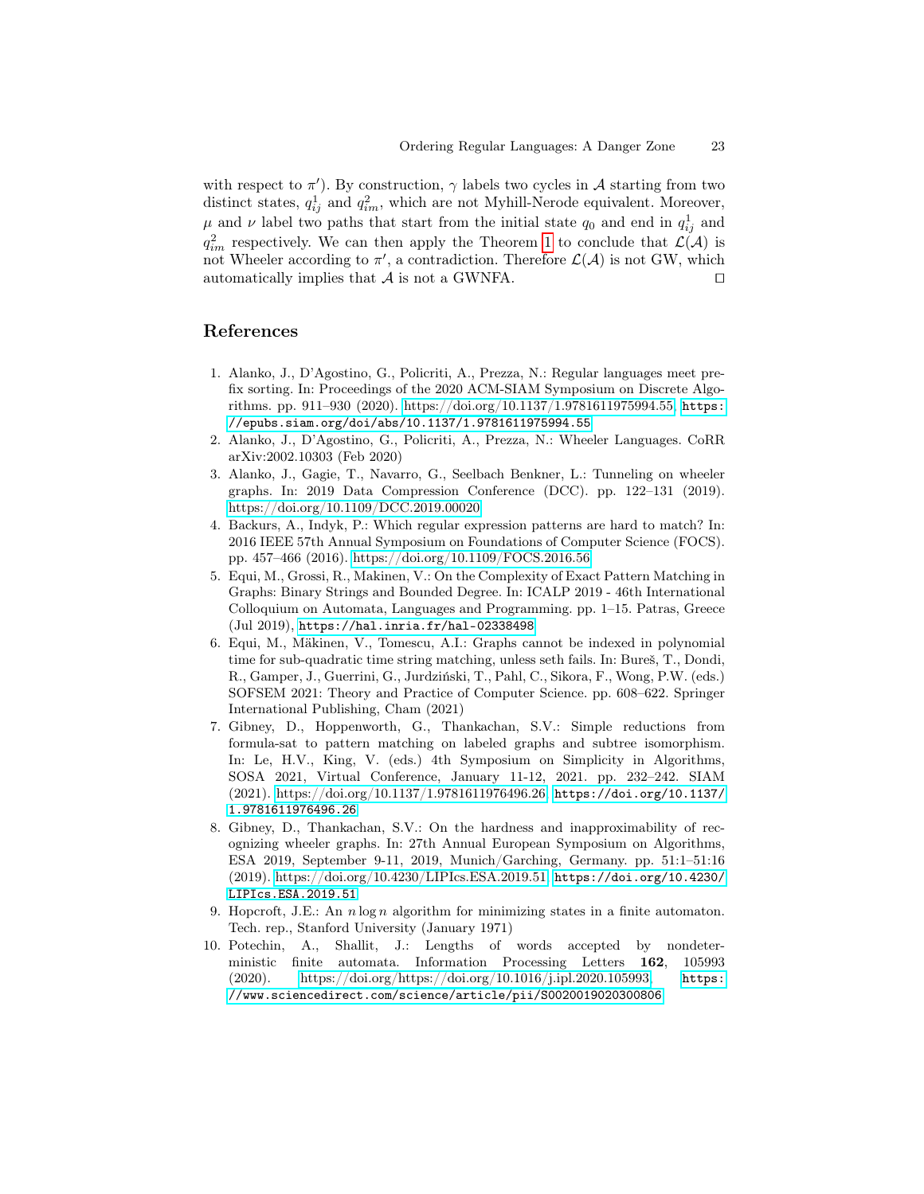with respect to $\pi'$). By construction, $\gamma$ labels two cycles in $\mathcal{A}$ starting from two distinct states, $q^1_{ij}$ and $q^2_{im}$, which are not Myhill-Nerode equivalent. Moreover, $\mu$ and $\nu$ label two paths that start from the initial state $q_0$ and end in $q^1_{ij}$ and $q^2_{im}$ respectively. We can then apply the Theorem 1 to conclude that $\mathcal{L}(\mathcal{A})$ is not Wheeler according to $\pi'$, a contradiction. Therefore $\mathcal{L}(\mathcal{A})$ is not GW, which automatically implies that $\mathcal{A}$ is not a GWNFA. ◻

## References

1. Alanko, J., D'Agostino, G., Policriti, A., Prezza, N.: Regular languages meet prefix sorting. In: Proceedings of the 2020 ACM-SIAM Symposium on Discrete Algorithms. pp. 911–930 (2020). https://doi.org/10.1137/1.9781611975994.55, https://epubs.siam.org/doi/abs/10.1137/1.9781611975994.55
2. Alanko, J., D'Agostino, G., Policriti, A., Prezza, N.: Wheeler Languages. CoRR arXiv:2002.10303 (Feb 2020)
3. Alanko, J., Gagie, T., Navarro, G., Seelbach Benkner, L.: Tunneling on wheeler graphs. In: 2019 Data Compression Conference (DCC). pp. 122–131 (2019). https://doi.org/10.1109/DCC.2019.00020
4. Backurs, A., Indyk, P.: Which regular expression patterns are hard to match? In: 2016 IEEE 57th Annual Symposium on Foundations of Computer Science (FOCS). pp. 457–466 (2016). https://doi.org/10.1109/FOCS.2016.56
5. Equi, M., Grossi, R., Makinen, V.: On the Complexity of Exact Pattern Matching in Graphs: Binary Strings and Bounded Degree. In: ICALP 2019 - 46th International Colloquium on Automata, Languages and Programming. pp. 1–15. Patras, Greece (Jul 2019), https://hal.inria.fr/hal-02338498
6. Equi, M., Mäkinen, V., Tomescu, A.I.: Graphs cannot be indexed in polynomial time for sub-quadratic time string matching, unless seth fails. In: Bureš, T., Dondi, R., Gamper, J., Guerrini, G., Jurdziński, T., Pahl, C., Sikora, F., Wong, P.W. (eds.) SOFSEM 2021: Theory and Practice of Computer Science. pp. 608–622. Springer International Publishing, Cham (2021)
7. Gibney, D., Hoppenworth, G., Thankachan, S.V.: Simple reductions from formula-sat to pattern matching on labeled graphs and subtree isomorphism. In: Le, H.V., King, V. (eds.) 4th Symposium on Simplicity in Algorithms, SOSA 2021, Virtual Conference, January 11-12, 2021. pp. 232–242. SIAM (2021). https://doi.org/10.1137/1.9781611976496.26, https://doi.org/10.1137/1.9781611976496.26
8. Gibney, D., Thankachan, S.V.: On the hardness and inapproximability of recognizing wheeler graphs. In: 27th Annual European Symposium on Algorithms, ESA 2019, September 9-11, 2019, Munich/Garching, Germany. pp. 51:1–51:16 (2019). https://doi.org/10.4230/LIPIcs.ESA.2019.51, https://doi.org/10.4230/LIPIcs.ESA.2019.51
9. Hopcroft, J.E.: An $n \log n$ algorithm for minimizing states in a finite automaton. Tech. rep., Stanford University (January 1971)
10. Potechin, A., Shallit, J.: Lengths of words accepted by nondeterministic finite automata. Information Processing Letters **162**, 105993 (2020). https://doi.org/https://doi.org/10.1016/j.ipl.2020.105993, https://www.sciencedirect.com/science/article/pii/S0020019020300806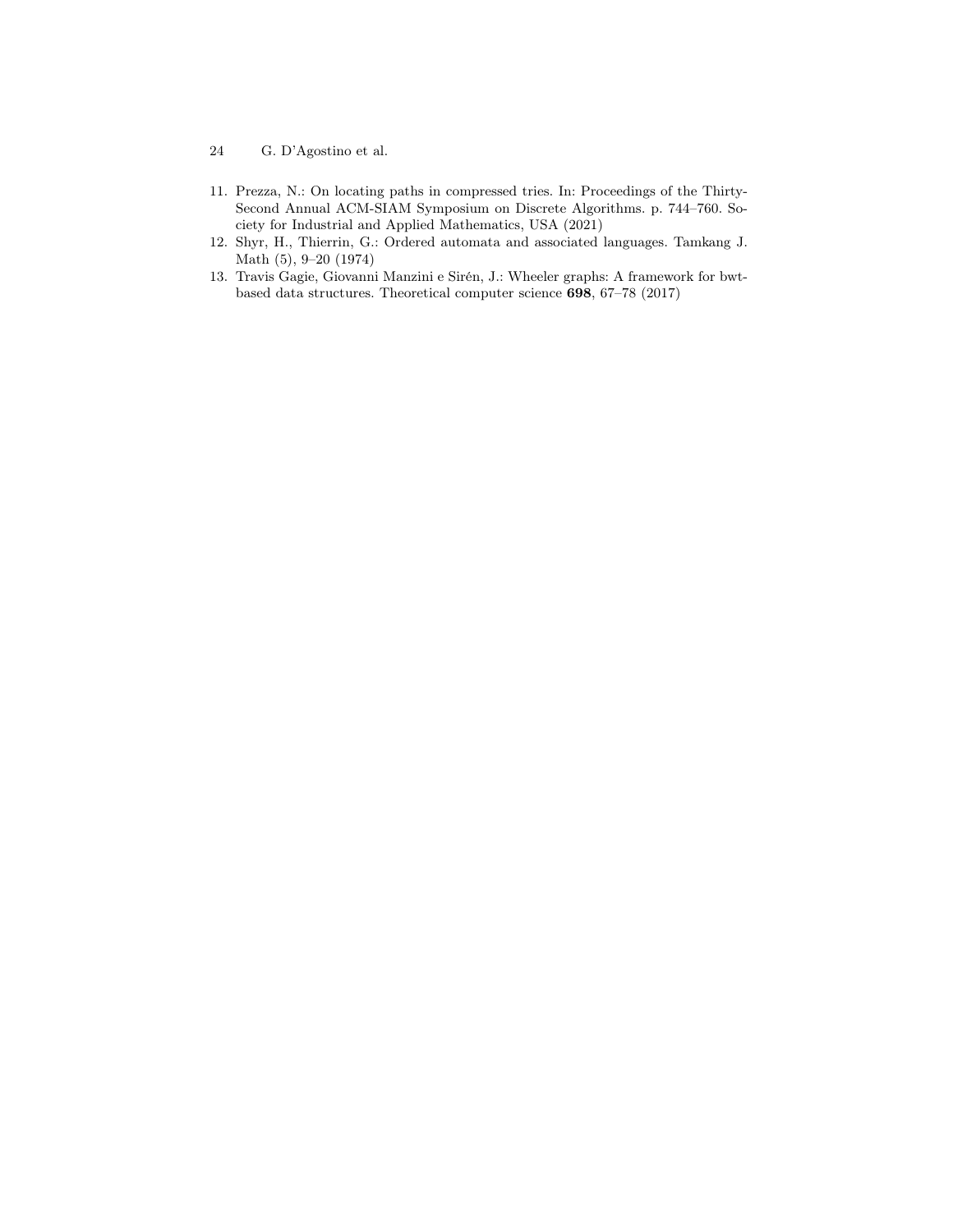11. Prezza, N.: On locating paths in compressed tries. In: Proceedings of the Thirty-Second Annual ACM-SIAM Symposium on Discrete Algorithms. p. 744–760. Society for Industrial and Applied Mathematics, USA (2021)
12. Shyr, H., Thierrin, G.: Ordered automata and associated languages. Tamkang J. Math (5), 9–20 (1974)
13. Travis Gagie, Giovanni Manzini e Sirén, J.: Wheeler graphs: A framework for bwt-based data structures. Theoretical computer science **698**, 67–78 (2017)